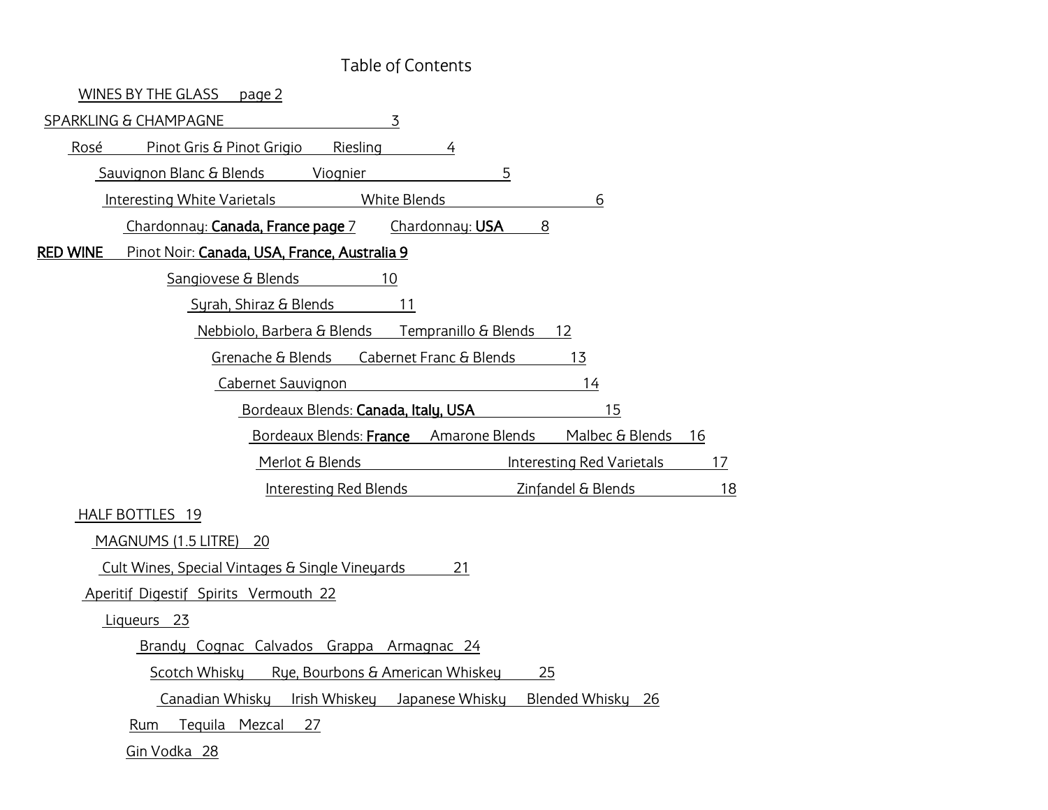# Table of Contents

WINES BY THE GLASS page 2

SPARKLING & CHAMPAGNE 3

Rosé Pinot Gris & Pinot Grigio Riesling 4

Sauvignon Blanc & Blends Viognier 5

Interesting White Varietals White Blends 6

Chardonnay: **Canada, France page** 7 Chardonnay: **USA** 8

**RED WINE** Pinot Noir: **Canada, USA, France, Australia 9**

Sangiovese & Blends 10

Syrah, Shiraz & Blends 11

Nebbiolo, Barbera & Blends Tempranillo & Blends 12

Grenache & Blends Cabernet Franc & Blends 13

Cabernet Sauvignon 14

Bordeaux Blends: **Canada, Italy, USA** 15

Bordeaux Blends: **France** Amarone Blends Malbec & Blends 16

Merlot & Blends Interesting Red Varietals 17

Interesting Red Blends Zinfandel & Blends 18

HALF BOTTLES 19

MAGNUMS (1.5 LITRE) 20

Cult Wines, Special Vintages & Single Vineyards 21

Aperitif Digestif Spirits Vermouth 22

Liqueurs 23

Brandy Cognac Calvados Grappa Armagnac 24

Scotch Whisky Rye, Bourbons & American Whiskey 25

Canadian Whisky Irish Whiskey Japanese Whisky Blended Whisky 26

Rum Tequila Mezcal 27

Gin Vodka 28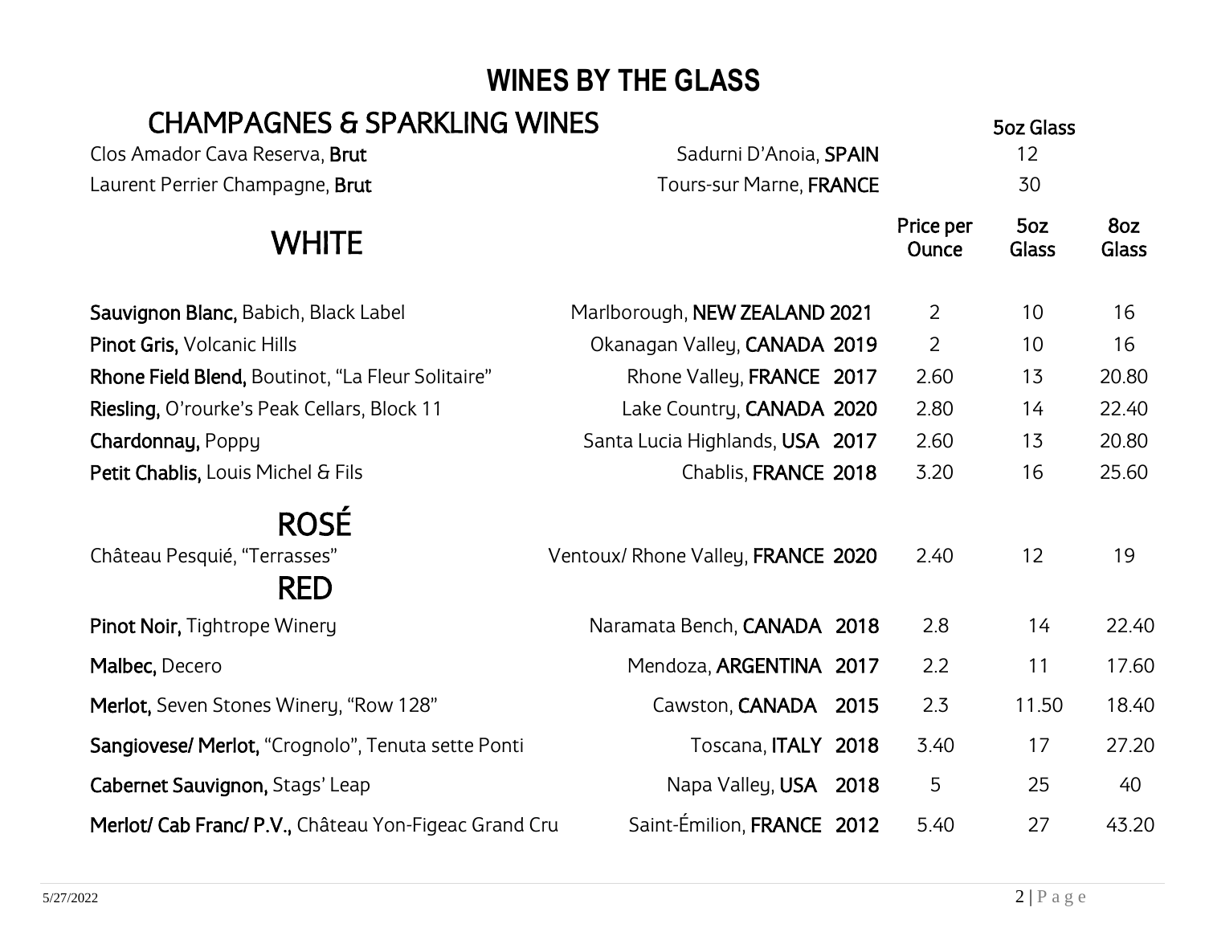# WINES BY THE GLASS

## CHAMPAGNES & SPARKLING WINES

| Wine | Region | 5oz Glass |
|---|---|---|
| Clos Amador Cava Reserva, **Brut** | Sadurni D'Anoia, **SPAIN** | 12 |
| Laurent Perrier Champagne, **Brut** | Tours-sur Marne, **FRANCE** | 30 |

## WHITE

| Wine | Region | Price per Ounce | 5oz Glass | 8oz Glass |
|---|---|---|---|---|
| **Sauvignon Blanc,** Babich, Black Label | Marlborough, **NEW ZEALAND 2021** | 2 | 10 | 16 |
| **Pinot Gris,** Volcanic Hills | Okanagan Valley, **CANADA 2019** | 2 | 10 | 16 |
| **Rhone Field Blend,** Boutinot, "La Fleur Solitaire" | Rhone Valley, **FRANCE 2017** | 2.60 | 13 | 20.80 |
| **Riesling,** O'rourke's Peak Cellars, Block 11 | Lake Country, **CANADA 2020** | 2.80 | 14 | 22.40 |
| **Chardonnay,** Poppy | Santa Lucia Highlands, **USA 2017** | 2.60 | 13 | 20.80 |
| **Petit Chablis,** Louis Michel & Fils | Chablis, **FRANCE 2018** | 3.20 | 16 | 25.60 |

## ROSÉ

| Wine | Region | Price per Ounce | 5oz Glass | 8oz Glass |
|---|---|---|---|---|
| Château Pesquié, "Terrasses" | Ventoux/ Rhone Valley, **FRANCE 2020** | 2.40 | 12 | 19 |

## RED

| Wine | Region | Price per Ounce | 5oz Glass | 8oz Glass |
|---|---|---|---|---|
| **Pinot Noir,** Tightrope Winery | Naramata Bench, **CANADA 2018** | 2.8 | 14 | 22.40 |
| **Malbec,** Decero | Mendoza, **ARGENTINA 2017** | 2.2 | 11 | 17.60 |
| **Merlot,** Seven Stones Winery, "Row 128" | Cawston, **CANADA 2015** | 2.3 | 11.50 | 18.40 |
| **Sangiovese/ Merlot,** "Crognolo", Tenuta sette Ponti | Toscana, **ITALY 2018** | 3.40 | 17 | 27.20 |
| **Cabernet Sauvignon,** Stags' Leap | Napa Valley, **USA 2018** | 5 | 25 | 40 |
| **Merlot/ Cab Franc/ P.V.,** Château Yon-Figeac Grand Cru | Saint-Émilion, **FRANCE 2012** | 5.40 | 27 | 43.20 |

5/27/2022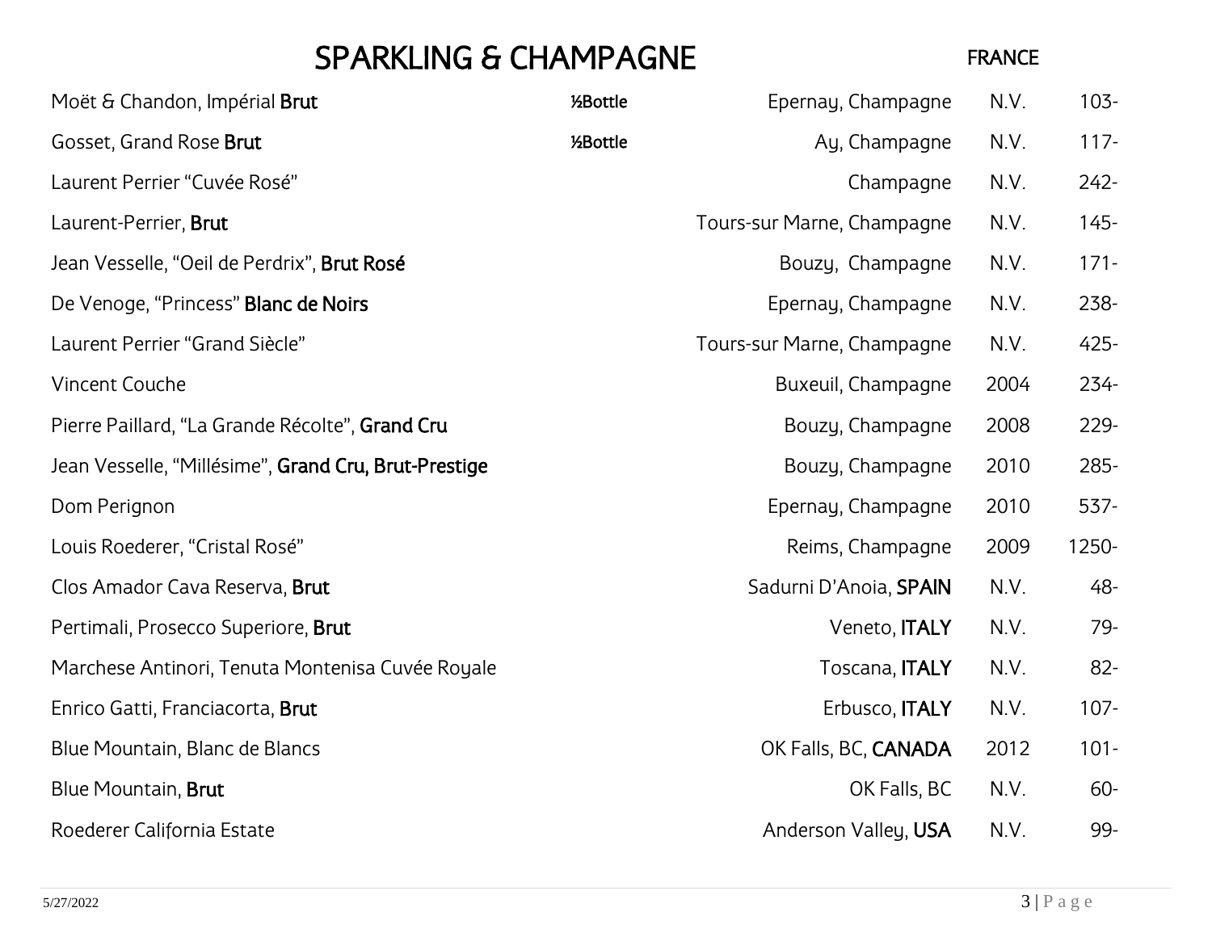# SPARKLING & CHAMPAGNE

FRANCE

| Wine | | Region | Vintage | Price |
|---|---|---|---|---|
| Moët & Chandon, Impérial **Brut** | **½Bottle** | Epernay, Champagne | N.V. | 103- |
| Gosset, Grand Rose **Brut** | **½Bottle** | Ay, Champagne | N.V. | 117- |
| Laurent Perrier "Cuvée Rosé" | | Champagne | N.V. | 242- |
| Laurent-Perrier, **Brut** | | Tours-sur Marne, Champagne | N.V. | 145- |
| Jean Vesselle, "Oeil de Perdrix", **Brut Rosé** | | Bouzy, Champagne | N.V. | 171- |
| De Venoge, "Princess" **Blanc de Noirs** | | Epernay, Champagne | N.V. | 238- |
| Laurent Perrier "Grand Siècle" | | Tours-sur Marne, Champagne | N.V. | 425- |
| Vincent Couche | | Buxeuil, Champagne | 2004 | 234- |
| Pierre Paillard, "La Grande Récolte", **Grand Cru** | | Bouzy, Champagne | 2008 | 229- |
| Jean Vesselle, "Millésime", **Grand Cru, Brut-Prestige** | | Bouzy, Champagne | 2010 | 285- |
| Dom Perignon | | Epernay, Champagne | 2010 | 537- |
| Louis Roederer, "Cristal Rosé" | | Reims, Champagne | 2009 | 1250- |
| Clos Amador Cava Reserva, **Brut** | | Sadurni D'Anoia, **SPAIN** | N.V. | 48- |
| Pertimali, Prosecco Superiore, **Brut** | | Veneto, **ITALY** | N.V. | 79- |
| Marchese Antinori, Tenuta Montenisa Cuvée Royale | | Toscana, **ITALY** | N.V. | 82- |
| Enrico Gatti, Franciacorta, **Brut** | | Erbusco, **ITALY** | N.V. | 107- |
| Blue Mountain, Blanc de Blancs | | OK Falls, BC, **CANADA** | 2012 | 101- |
| Blue Mountain, **Brut** | | OK Falls, BC | N.V. | 60- |
| Roederer California Estate | | Anderson Valley, **USA** | N.V. | 99- |

5/27/2022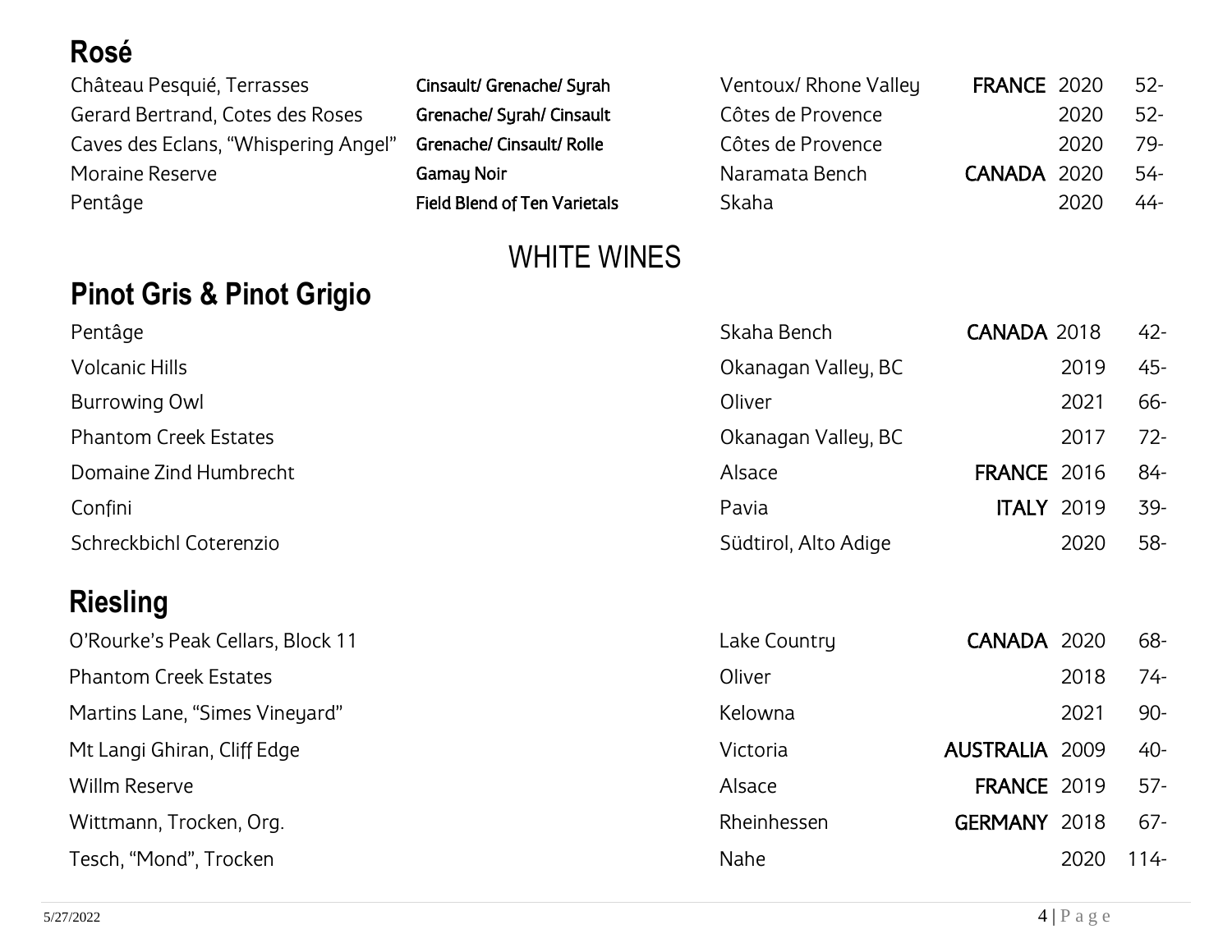## Rosé

| Wine | Varietals | Region | Country | Vintage | Price |
|---|---|---|---|---|---|
| Château Pesquié, Terrasses | **Cinsault/ Grenache/ Syrah** | Ventoux/ Rhone Valley | **FRANCE** | 2020 | 52- |
| Gerard Bertrand, Cotes des Roses | **Grenache/ Syrah/ Cinsault** | Côtes de Provence | | 2020 | 52- |
| Caves des Eclans, "Whispering Angel" | **Grenache/ Cinsault/ Rolle** | Côtes de Provence | | 2020 | 79- |
| Moraine Reserve | **Gamay Noir** | Naramata Bench | **CANADA** | 2020 | 54- |
| Pentâge | **Field Blend of Ten Varietals** | Skaha | | 2020 | 44- |

# WHITE WINES

## Pinot Gris & Pinot Grigio

| Wine | Region | Country | Vintage | Price |
|---|---|---|---|---|
| Pentâge | Skaha Bench | **CANADA** | 2018 | 42- |
| Volcanic Hills | Okanagan Valley, BC | | 2019 | 45- |
| Burrowing Owl | Oliver | | 2021 | 66- |
| Phantom Creek Estates | Okanagan Valley, BC | | 2017 | 72- |
| Domaine Zind Humbrecht | Alsace | **FRANCE** | 2016 | 84- |
| Confini | Pavia | **ITALY** | 2019 | 39- |
| Schreckbichl Coterenzio | Südtirol, Alto Adige | | 2020 | 58- |

## Riesling

| Wine | Region | Country | Vintage | Price |
|---|---|---|---|---|
| O'Rourke's Peak Cellars, Block 11 | Lake Country | **CANADA** | 2020 | 68- |
| Phantom Creek Estates | Oliver | | 2018 | 74- |
| Martins Lane, "Simes Vineyard" | Kelowna | | 2021 | 90- |
| Mt Langi Ghiran, Cliff Edge | Victoria | **AUSTRALIA** | 2009 | 40- |
| Willm Reserve | Alsace | **FRANCE** | 2019 | 57- |
| Wittmann, Trocken, Org. | Rheinhessen | **GERMANY** | 2018 | 67- |
| Tesch, "Mond", Trocken | Nahe | | 2020 | 114- |

5/27/2022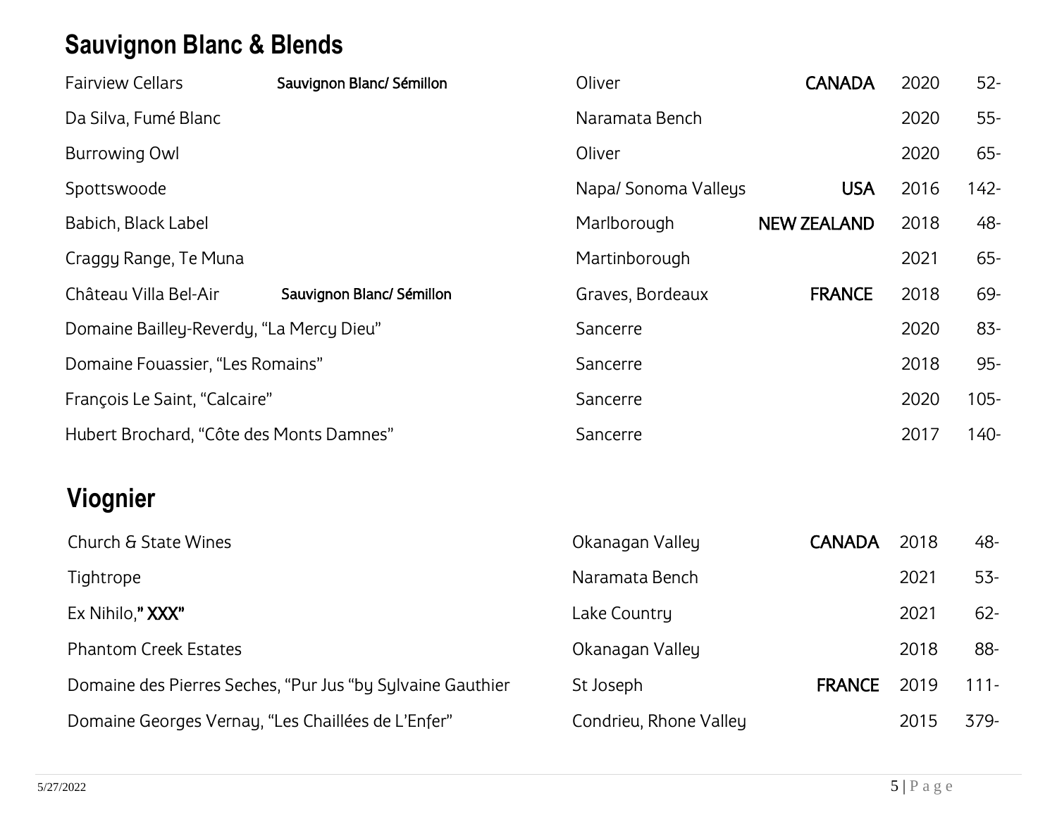## Sauvignon Blanc & Blends

| Wine | Varietal | Region | Country | Vintage | Price |
|---|---|---|---|---|---|
| Fairview Cellars | **Sauvignon Blanc/ Sémillon** | Oliver | **CANADA** | 2020 | 52- |
| Da Silva, Fumé Blanc | | Naramata Bench | | 2020 | 55- |
| Burrowing Owl | | Oliver | | 2020 | 65- |
| Spottswoode | | Napa/ Sonoma Valleys | **USA** | 2016 | 142- |
| Babich, Black Label | | Marlborough | **NEW ZEALAND** | 2018 | 48- |
| Craggy Range, Te Muna | | Martinborough | | 2021 | 65- |
| Château Villa Bel-Air | **Sauvignon Blanc/ Sémillon** | Graves, Bordeaux | **FRANCE** | 2018 | 69- |
| Domaine Bailley-Reverdy, “La Mercy Dieu” | | Sancerre | | 2020 | 83- |
| Domaine Fouassier, “Les Romains” | | Sancerre | | 2018 | 95- |
| François Le Saint, “Calcaire” | | Sancerre | | 2020 | 105- |
| Hubert Brochard, “Côte des Monts Damnes” | | Sancerre | | 2017 | 140- |

## Viognier

| Wine | Region | Country | Vintage | Price |
|---|---|---|---|---|
| Church & State Wines | Okanagan Valley | **CANADA** | 2018 | 48- |
| Tightrope | Naramata Bench | | 2021 | 53- |
| Ex Nihilo,**” XXX”** | Lake Country | | 2021 | 62- |
| Phantom Creek Estates | Okanagan Valley | | 2018 | 88- |
| Domaine des Pierres Seches, “Pur Jus “by Sylvaine Gauthier | St Joseph | **FRANCE** | 2019 | 111- |
| Domaine Georges Vernay, “Les Chaillées de L’Enfer” | Condrieu, Rhone Valley | | 2015 | 379- |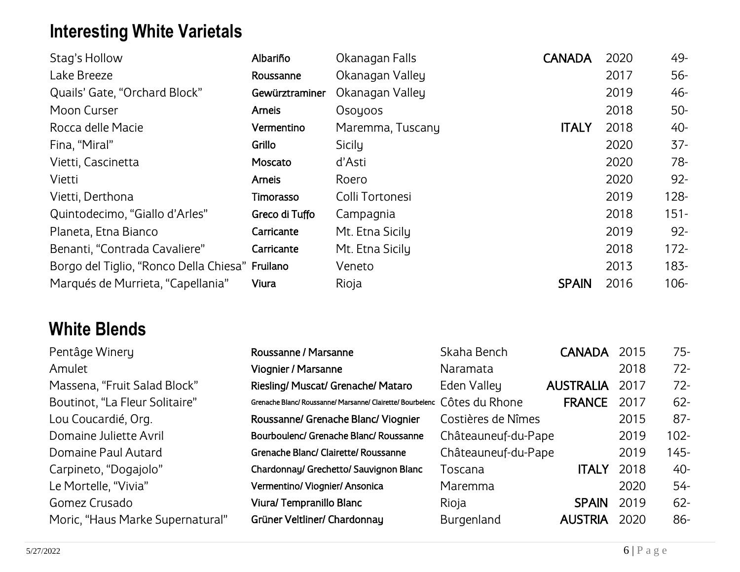## Interesting White Varietals

| Wine | Varietal | Region | Country | Vintage | Price |
|---|---|---|---|---|---|
| Stag's Hollow | **Albariño** | Okanagan Falls | **CANADA** | 2020 | 49- |
| Lake Breeze | **Roussanne** | Okanagan Valley | | 2017 | 56- |
| Quails' Gate, "Orchard Block" | **Gewürztraminer** | Okanagan Valley | | 2019 | 46- |
| Moon Curser | **Arneis** | Osoyoos | | 2018 | 50- |
| Rocca delle Macie | **Vermentino** | Maremma, Tuscany | **ITALY** | 2018 | 40- |
| Fina, "Miral" | **Grillo** | Sicily | | 2020 | 37- |
| Vietti, Cascinetta | **Moscato** | d'Asti | | 2020 | 78- |
| Vietti | **Arneis** | Roero | | 2020 | 92- |
| Vietti, Derthona | **Timorasso** | Colli Tortonesi | | 2019 | 128- |
| Quintodecimo, "Giallo d'Arles" | **Greco di Tuffo** | Campagnia | | 2018 | 151- |
| Planeta, Etna Bianco | **Carricante** | Mt. Etna Sicily | | 2019 | 92- |
| Benanti, "Contrada Cavaliere" | **Carricante** | Mt. Etna Sicily | | 2018 | 172- |
| Borgo del Tiglio, "Ronco Della Chiesa" | **Fruilano** | Veneto | | 2013 | 183- |
| Marqués de Murrieta, "Capellania" | **Viura** | Rioja | **SPAIN** | 2016 | 106- |

## White Blends

| Wine | Varietals | Region | Country | Vintage | Price |
|---|---|---|---|---|---|
| Pentâge Winery | **Roussanne / Marsanne** | Skaha Bench | **CANADA** | 2015 | 75- |
| Amulet | **Viognier / Marsanne** | Naramata | | 2018 | 72- |
| Massena, "Fruit Salad Block" | **Riesling/ Muscat/ Grenache/ Mataro** | Eden Valley | **AUSTRALIA** | 2017 | 72- |
| Boutinot, "La Fleur Solitaire" | **Grenache Blanc/ Roussanne/ Marsanne/ Clairette/ Bourbelenc** | Côtes du Rhone | **FRANCE** | 2017 | 62- |
| Lou Coucardié, Org. | **Roussanne/ Grenache Blanc/ Viognier** | Costières de Nîmes | | 2015 | 87- |
| Domaine Juliette Avril | **Bourboulenc/ Grenache Blanc/ Roussanne** | Châteauneuf-du-Pape | | 2019 | 102- |
| Domaine Paul Autard | **Grenache Blanc/ Clairette/ Roussanne** | Châteauneuf-du-Pape | | 2019 | 145- |
| Carpineto, "Dogajolo" | **Chardonnay/ Grechetto/ Sauvignon Blanc** | Toscana | **ITALY** | 2018 | 40- |
| Le Mortelle, "Vivia" | **Vermentino/ Viognier/ Ansonica** | Maremma | | 2020 | 54- |
| Gomez Crusado | **Viura/ Tempranillo Blanc** | Rioja | **SPAIN** | 2019 | 62- |
| Moric, "Haus Marke Supernatural" | **Grüner Veltliner/ Chardonnay** | Burgenland | **AUSTRIA** | 2020 | 86- |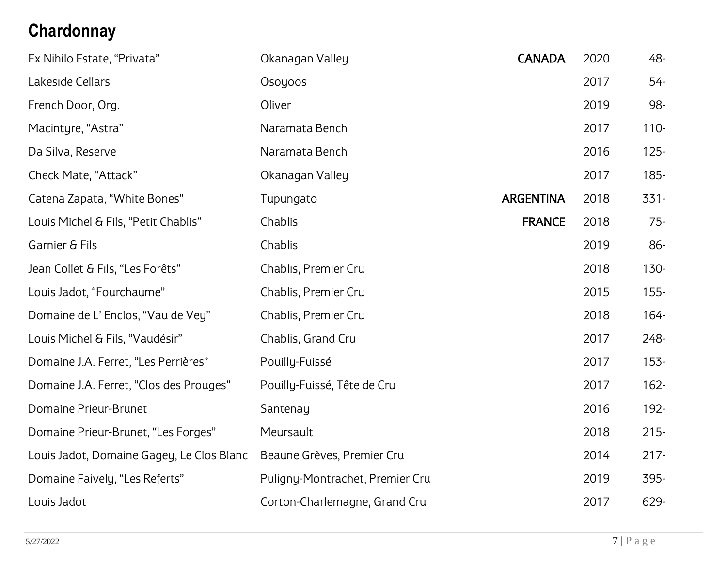## Chardonnay

| Wine | Region | Country | Vintage | Price |
|---|---|---|---|---|
| Ex Nihilo Estate, “Privata” | Okanagan Valley | **CANADA** | 2020 | 48- |
| Lakeside Cellars | Osoyoos | | 2017 | 54- |
| French Door, Org. | Oliver | | 2019 | 98- |
| Macintyre, “Astra” | Naramata Bench | | 2017 | 110- |
| Da Silva, Reserve | Naramata Bench | | 2016 | 125- |
| Check Mate, “Attack” | Okanagan Valley | | 2017 | 185- |
| Catena Zapata, “White Bones” | Tupungato | **ARGENTINA** | 2018 | 331- |
| Louis Michel & Fils, “Petit Chablis” | Chablis | **FRANCE** | 2018 | 75- |
| Garnier & Fils | Chablis | | 2019 | 86- |
| Jean Collet & Fils, “Les Forêts” | Chablis, Premier Cru | | 2018 | 130- |
| Louis Jadot, “Fourchaume” | Chablis, Premier Cru | | 2015 | 155- |
| Domaine de L’ Enclos, “Vau de Vey” | Chablis, Premier Cru | | 2018 | 164- |
| Louis Michel & Fils, “Vaudésir” | Chablis, Grand Cru | | 2017 | 248- |
| Domaine J.A. Ferret, “Les Perrières” | Pouilly-Fuissé | | 2017 | 153- |
| Domaine J.A. Ferret, “Clos des Prouges” | Pouilly-Fuissé, Tête de Cru | | 2017 | 162- |
| Domaine Prieur-Brunet | Santenay | | 2016 | 192- |
| Domaine Prieur-Brunet, “Les Forges” | Meursault | | 2018 | 215- |
| Louis Jadot, Domaine Gagey, Le Clos Blanc | Beaune Grèves, Premier Cru | | 2014 | 217- |
| Domaine Faively, “Les Referts” | Puligny-Montrachet, Premier Cru | | 2019 | 395- |
| Louis Jadot | Corton-Charlemagne, Grand Cru | | 2017 | 629- |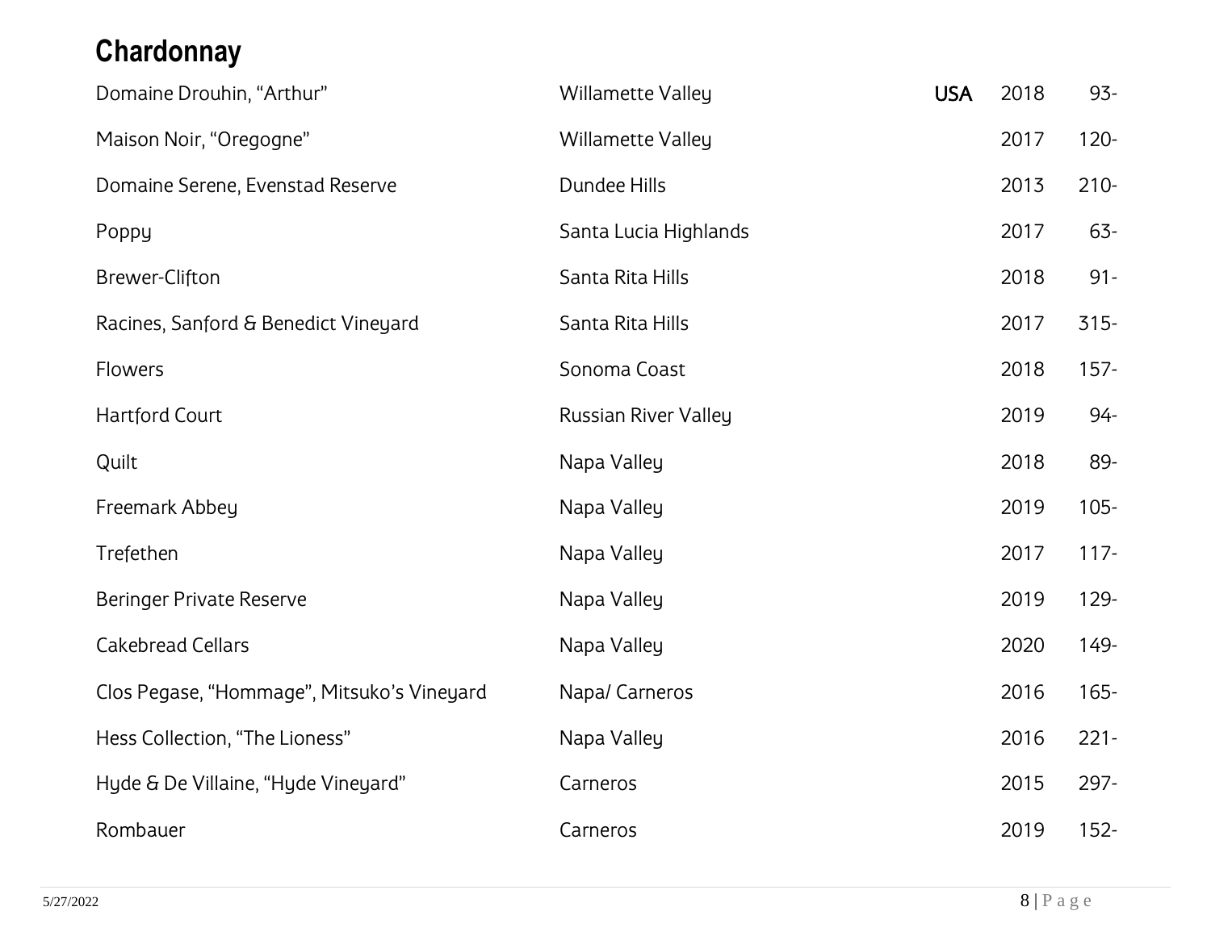## Chardonnay

| | | | | |
|---|---|---|---|---|
| Domaine Drouhin, “Arthur” | Willamette Valley | **USA** | 2018 | 93- |
| Maison Noir, “Oregogne” | Willamette Valley | | 2017 | 120- |
| Domaine Serene, Evenstad Reserve | Dundee Hills | | 2013 | 210- |
| Poppy | Santa Lucia Highlands | | 2017 | 63- |
| Brewer-Clifton | Santa Rita Hills | | 2018 | 91- |
| Racines, Sanford & Benedict Vineyard | Santa Rita Hills | | 2017 | 315- |
| Flowers | Sonoma Coast | | 2018 | 157- |
| Hartford Court | Russian River Valley | | 2019 | 94- |
| Quilt | Napa Valley | | 2018 | 89- |
| Freemark Abbey | Napa Valley | | 2019 | 105- |
| Trefethen | Napa Valley | | 2017 | 117- |
| Beringer Private Reserve | Napa Valley | | 2019 | 129- |
| Cakebread Cellars | Napa Valley | | 2020 | 149- |
| Clos Pegase, “Hommage”, Mitsuko’s Vineyard | Napa/ Carneros | | 2016 | 165- |
| Hess Collection, “The Lioness” | Napa Valley | | 2016 | 221- |
| Hyde & De Villaine, “Hyde Vineyard” | Carneros | | 2015 | 297- |
| Rombauer | Carneros | | 2019 | 152- |

5/27/2022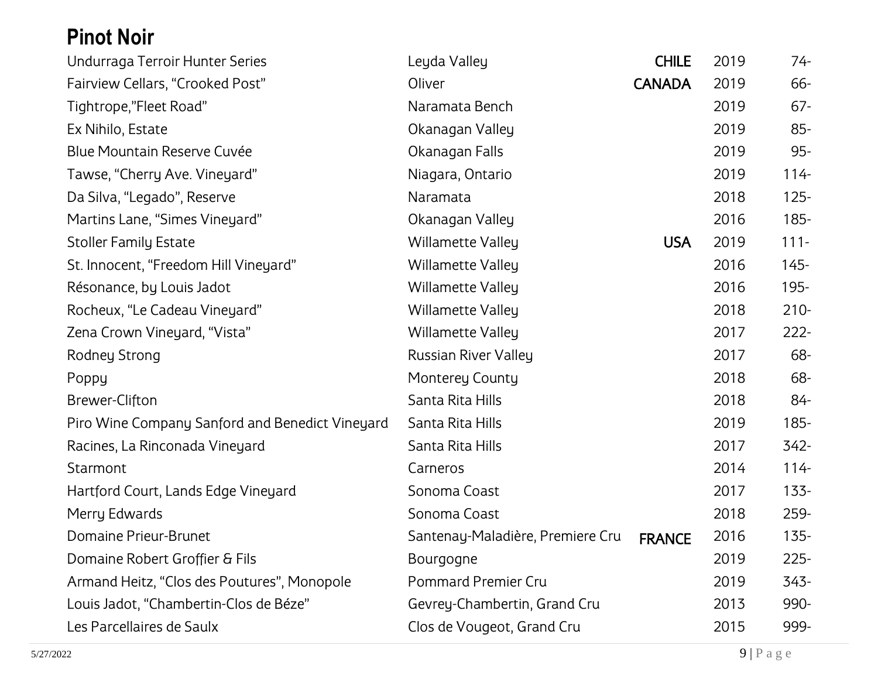## Pinot Noir

| | | | | |
|---|---|---|---|---|
| Undurraga Terroir Hunter Series | Leyda Valley | **CHILE** | 2019 | 74- |
| Fairview Cellars, "Crooked Post" | Oliver | **CANADA** | 2019 | 66- |
| Tightrope,"Fleet Road" | Naramata Bench | | 2019 | 67- |
| Ex Nihilo, Estate | Okanagan Valley | | 2019 | 85- |
| Blue Mountain Reserve Cuvée | Okanagan Falls | | 2019 | 95- |
| Tawse, "Cherry Ave. Vineyard" | Niagara, Ontario | | 2019 | 114- |
| Da Silva, "Legado", Reserve | Naramata | | 2018 | 125- |
| Martins Lane, "Simes Vineyard" | Okanagan Valley | | 2016 | 185- |
| Stoller Family Estate | Willamette Valley | **USA** | 2019 | 111- |
| St. Innocent, "Freedom Hill Vineyard" | Willamette Valley | | 2016 | 145- |
| Résonance, by Louis Jadot | Willamette Valley | | 2016 | 195- |
| Rocheux, "Le Cadeau Vineyard" | Willamette Valley | | 2018 | 210- |
| Zena Crown Vineyard, "Vista" | Willamette Valley | | 2017 | 222- |
| Rodney Strong | Russian River Valley | | 2017 | 68- |
| Poppy | Monterey County | | 2018 | 68- |
| Brewer-Clifton | Santa Rita Hills | | 2018 | 84- |
| Piro Wine Company Sanford and Benedict Vineyard | Santa Rita Hills | | 2019 | 185- |
| Racines, La Rinconada Vineyard | Santa Rita Hills | | 2017 | 342- |
| Starmont | Carneros | | 2014 | 114- |
| Hartford Court, Lands Edge Vineyard | Sonoma Coast | | 2017 | 133- |
| Merry Edwards | Sonoma Coast | | 2018 | 259- |
| Domaine Prieur-Brunet | Santenay-Maladière, Premiere Cru | **FRANCE** | 2016 | 135- |
| Domaine Robert Groffier & Fils | Bourgogne | | 2019 | 225- |
| Armand Heitz, "Clos des Poutures", Monopole | Pommard Premier Cru | | 2019 | 343- |
| Louis Jadot, "Chambertin-Clos de Béze" | Gevrey-Chambertin, Grand Cru | | 2013 | 990- |
| Les Parcellaires de Saulx | Clos de Vougeot, Grand Cru | | 2015 | 999- |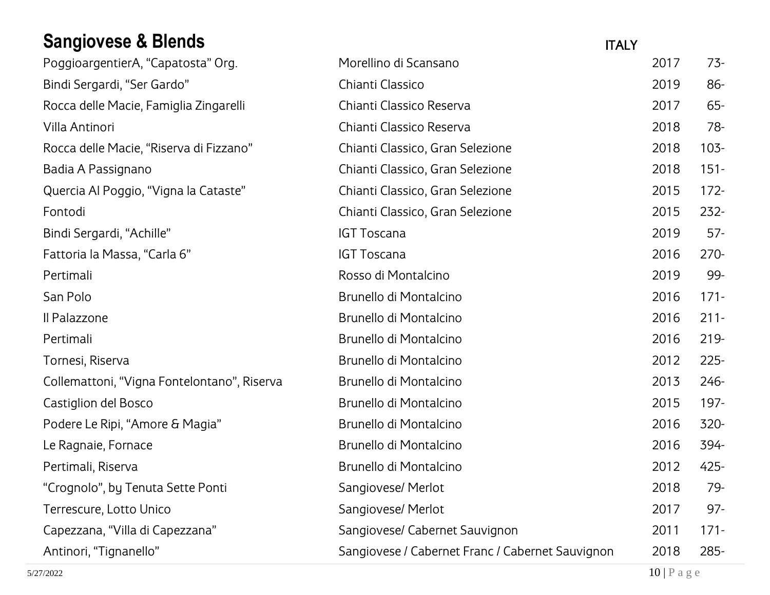## Sangiovese & Blends

ITALY

| | | | |
|---|---|---|---|
| PoggioargentierA, "Capatosta" Org. | Morellino di Scansano | 2017 | 73- |
| Bindi Sergardi, "Ser Gardo" | Chianti Classico | 2019 | 86- |
| Rocca delle Macie, Famiglia Zingarelli | Chianti Classico Reserva | 2017 | 65- |
| Villa Antinori | Chianti Classico Reserva | 2018 | 78- |
| Rocca delle Macie, "Riserva di Fizzano" | Chianti Classico, Gran Selezione | 2018 | 103- |
| Badia A Passignano | Chianti Classico, Gran Selezione | 2018 | 151- |
| Quercia Al Poggio, "Vigna la Cataste" | Chianti Classico, Gran Selezione | 2015 | 172- |
| Fontodi | Chianti Classico, Gran Selezione | 2015 | 232- |
| Bindi Sergardi, "Achille" | IGT Toscana | 2019 | 57- |
| Fattoria la Massa, "Carla 6" | IGT Toscana | 2016 | 270- |
| Pertimali | Rosso di Montalcino | 2019 | 99- |
| San Polo | Brunello di Montalcino | 2016 | 171- |
| Il Palazzone | Brunello di Montalcino | 2016 | 211- |
| Pertimali | Brunello di Montalcino | 2016 | 219- |
| Tornesi, Riserva | Brunello di Montalcino | 2012 | 225- |
| Collemattoni, "Vigna Fontelontano", Riserva | Brunello di Montalcino | 2013 | 246- |
| Castiglion del Bosco | Brunello di Montalcino | 2015 | 197- |
| Podere Le Ripi, "Amore & Magia" | Brunello di Montalcino | 2016 | 320- |
| Le Ragnaie, Fornace | Brunello di Montalcino | 2016 | 394- |
| Pertimali, Riserva | Brunello di Montalcino | 2012 | 425- |
| "Crognolo", by Tenuta Sette Ponti | Sangiovese/ Merlot | 2018 | 79- |
| Terrescure, Lotto Unico | Sangiovese/ Merlot | 2017 | 97- |
| Capezzana, "Villa di Capezzana" | Sangiovese/ Cabernet Sauvignon | 2011 | 171- |
| Antinori, "Tignanello" | Sangiovese / Cabernet Franc / Cabernet Sauvignon | 2018 | 285- |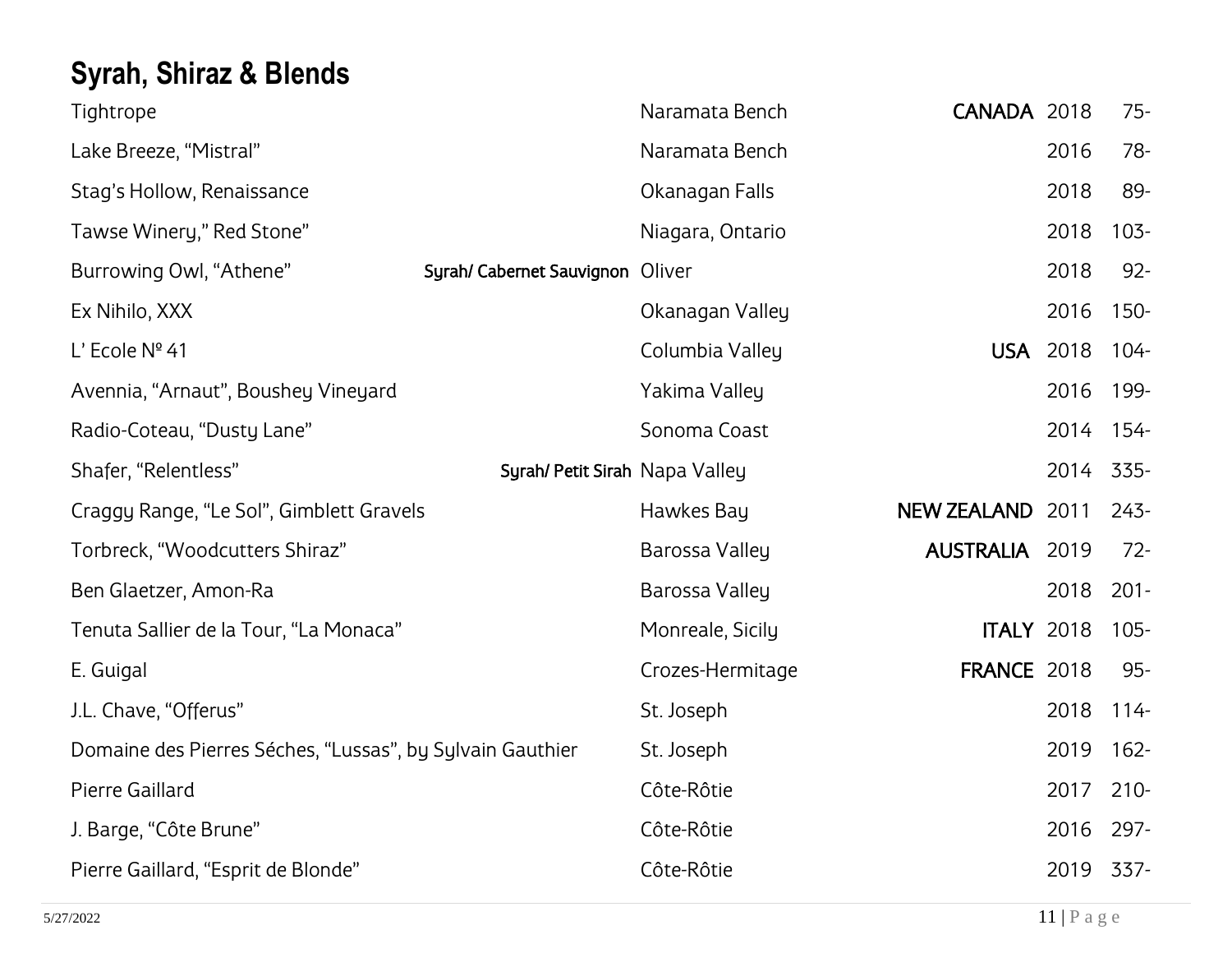## Syrah, Shiraz & Blends

| Wine | Blend | Region | Country | Vintage | Price |
|---|---|---|---|---|---|
| Tightrope | | Naramata Bench | **CANADA** | 2018 | 75- |
| Lake Breeze, “Mistral” | | Naramata Bench | | 2016 | 78- |
| Stag’s Hollow, Renaissance | | Okanagan Falls | | 2018 | 89- |
| Tawse Winery,” Red Stone” | | Niagara, Ontario | | 2018 | 103- |
| Burrowing Owl, “Athene” | **Syrah/ Cabernet Sauvignon** | Oliver | | 2018 | 92- |
| Ex Nihilo, XXX | | Okanagan Valley | | 2016 | 150- |
| L’ Ecole Nº 41 | | Columbia Valley | **USA** | 2018 | 104- |
| Avennia, “Arnaut”, Boushey Vineyard | | Yakima Valley | | 2016 | 199- |
| Radio-Coteau, “Dusty Lane” | | Sonoma Coast | | 2014 | 154- |
| Shafer, “Relentless” | **Syrah/ Petit Sirah** | Napa Valley | | 2014 | 335- |
| Craggy Range, “Le Sol”, Gimblett Gravels | | Hawkes Bay | **NEW ZEALAND** | 2011 | 243- |
| Torbreck, “Woodcutters Shiraz” | | Barossa Valley | **AUSTRALIA** | 2019 | 72- |
| Ben Glaetzer, Amon-Ra | | Barossa Valley | | 2018 | 201- |
| Tenuta Sallier de la Tour, “La Monaca” | | Monreale, Sicily | **ITALY** | 2018 | 105- |
| E. Guigal | | Crozes-Hermitage | **FRANCE** | 2018 | 95- |
| J.L. Chave, “Offerus” | | St. Joseph | | 2018 | 114- |
| Domaine des Pierres Séches, “Lussas”, by Sylvain Gauthier | | St. Joseph | | 2019 | 162- |
| Pierre Gaillard | | Côte-Rôtie | | 2017 | 210- |
| J. Barge, “Côte Brune” | | Côte-Rôtie | | 2016 | 297- |
| Pierre Gaillard, “Esprit de Blonde” | | Côte-Rôtie | | 2019 | 337- |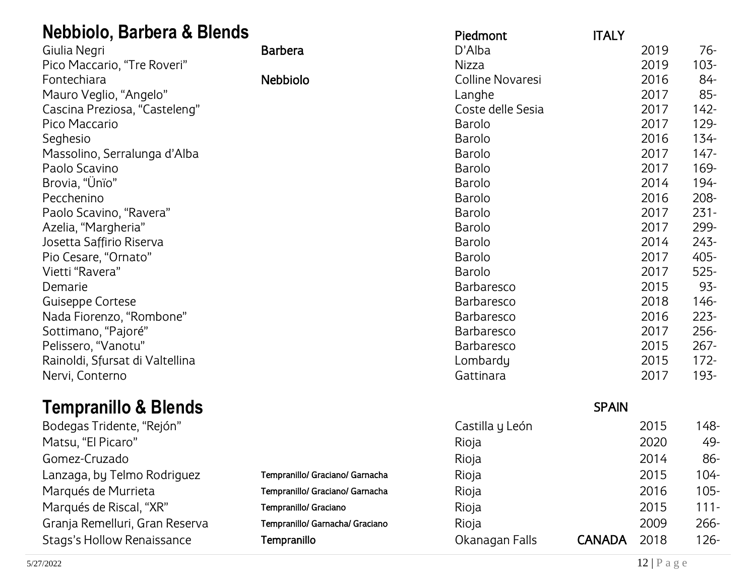## Nebbiolo, Barbera & Blends

| Producer | Varietal | Region | Country | Vintage | Price |
|---|---|---|---|---|---|
| | | Piedmont | ITALY | | |
| Giulia Negri | Barbera | D'Alba | | 2019 | 76- |
| Pico Maccario, "Tre Roveri" | | Nizza | | 2019 | 103- |
| Fontechiara | Nebbiolo | Colline Novaresi | | 2016 | 84- |
| Mauro Veglio, "Angelo" | | Langhe | | 2017 | 85- |
| Cascina Preziosa, "Casteleng" | | Coste delle Sesia | | 2017 | 142- |
| Pico Maccario | | Barolo | | 2017 | 129- |
| Seghesio | | Barolo | | 2016 | 134- |
| Massolino, Serralunga d'Alba | | Barolo | | 2017 | 147- |
| Paolo Scavino | | Barolo | | 2017 | 169- |
| Brovia, "Ünïo" | | Barolo | | 2014 | 194- |
| Pecchenino | | Barolo | | 2016 | 208- |
| Paolo Scavino, "Ravera" | | Barolo | | 2017 | 231- |
| Azelia, "Margheria" | | Barolo | | 2017 | 299- |
| Josetta Saffirio Riserva | | Barolo | | 2014 | 243- |
| Pio Cesare, "Ornato" | | Barolo | | 2017 | 405- |
| Vietti "Ravera" | | Barolo | | 2017 | 525- |
| Demarie | | Barbaresco | | 2015 | 93- |
| Guiseppe Cortese | | Barbaresco | | 2018 | 146- |
| Nada Fiorenzo, "Rombone" | | Barbaresco | | 2016 | 223- |
| Sottimano, "Pajoré" | | Barbaresco | | 2017 | 256- |
| Pelissero, "Vanotu" | | Barbaresco | | 2015 | 267- |
| Rainoldi, Sfursat di Valtellina | | Lombardy | | 2015 | 172- |
| Nervi, Conterno | | Gattinara | | 2017 | 193- |

## Tempranillo & Blends

| Producer | Varietal | Region | Country | Vintage | Price |
|---|---|---|---|---|---|
| | | | SPAIN | | |
| Bodegas Tridente, "Rejón" | | Castilla y León | | 2015 | 148- |
| Matsu, "El Picaro" | | Rioja | | 2020 | 49- |
| Gomez-Cruzado | | Rioja | | 2014 | 86- |
| Lanzaga, by Telmo Rodriguez | Tempranillo/ Graciano/ Garnacha | Rioja | | 2015 | 104- |
| Marqués de Murrieta | Tempranillo/ Graciano/ Garnacha | Rioja | | 2016 | 105- |
| Marqués de Riscal, "XR" | Tempranillo/ Graciano | Rioja | | 2015 | 111- |
| Granja Remelluri, Gran Reserva | Tempranillo/ Garnacha/ Graciano | Rioja | | 2009 | 266- |
| Stags's Hollow Renaissance | Tempranillo | Okanagan Falls | CANADA | 2018 | 126- |

5/27/2022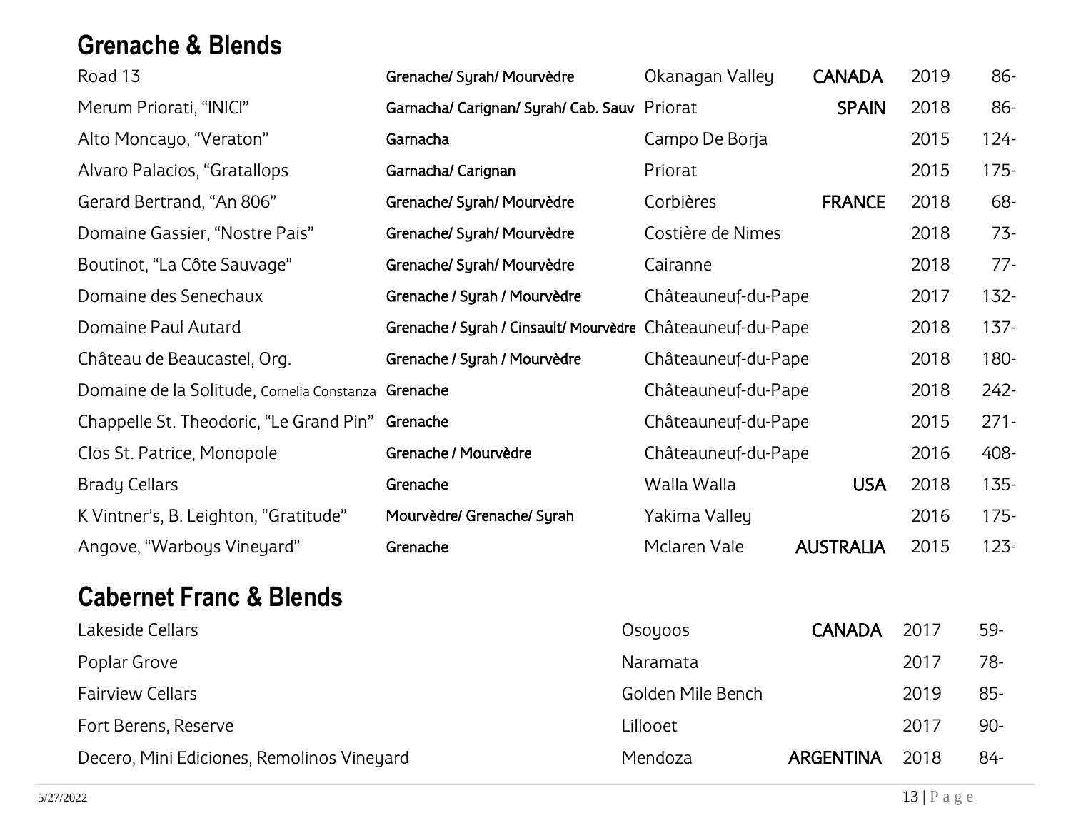## Grenache & Blends

| Wine | Grapes | Region | Country | Vintage | Price |
|---|---|---|---|---|---|
| Road 13 | Grenache/ Syrah/ Mourvèdre | Okanagan Valley | CANADA | 2019 | 86- |
| Merum Priorati, "INICI" | Garnacha/ Carignan/ Syrah/ Cab. Sauv | Priorat | SPAIN | 2018 | 86- |
| Alto Moncayo, "Veraton" | Garnacha | Campo De Borja | | 2015 | 124- |
| Alvaro Palacios, "Gratallops | Garnacha/ Carignan | Priorat | | 2015 | 175- |
| Gerard Bertrand, "An 806" | Grenache/ Syrah/ Mourvèdre | Corbières | FRANCE | 2018 | 68- |
| Domaine Gassier, "Nostre Pais" | Grenache/ Syrah/ Mourvèdre | Costière de Nimes | | 2018 | 73- |
| Boutinot, "La Côte Sauvage" | Grenache/ Syrah/ Mourvèdre | Cairanne | | 2018 | 77- |
| Domaine des Senechaux | Grenache / Syrah / Mourvèdre | Châteauneuf-du-Pape | | 2017 | 132- |
| Domaine Paul Autard | Grenache / Syrah / Cinsault/ Mourvèdre | Châteauneuf-du-Pape | | 2018 | 137- |
| Château de Beaucastel, Org. | Grenache / Syrah / Mourvèdre | Châteauneuf-du-Pape | | 2018 | 180- |
| Domaine de la Solitude, Cornelia Constanza | Grenache | Châteauneuf-du-Pape | | 2018 | 242- |
| Chappelle St. Theodoric, "Le Grand Pin" | Grenache | Châteauneuf-du-Pape | | 2015 | 271- |
| Clos St. Patrice, Monopole | Grenache / Mourvèdre | Châteauneuf-du-Pape | | 2016 | 408- |
| Brady Cellars | Grenache | Walla Walla | USA | 2018 | 135- |
| K Vintner's, B. Leighton, "Gratitude" | Mourvèdre/ Grenache/ Syrah | Yakima Valley | | 2016 | 175- |
| Angove, "Warboys Vineyard" | Grenache | Mclaren Vale | AUSTRALIA | 2015 | 123- |

## Cabernet Franc & Blends

| Wine | Region | Country | Vintage | Price |
|---|---|---|---|---|
| Lakeside Cellars | Osoyoos | CANADA | 2017 | 59- |
| Poplar Grove | Naramata | | 2017 | 78- |
| Fairview Cellars | Golden Mile Bench | | 2019 | 85- |
| Fort Berens, Reserve | Lillooet | | 2017 | 90- |
| Decero, Mini Ediciones, Remolinos Vineyard | Mendoza | ARGENTINA | 2018 | 84- |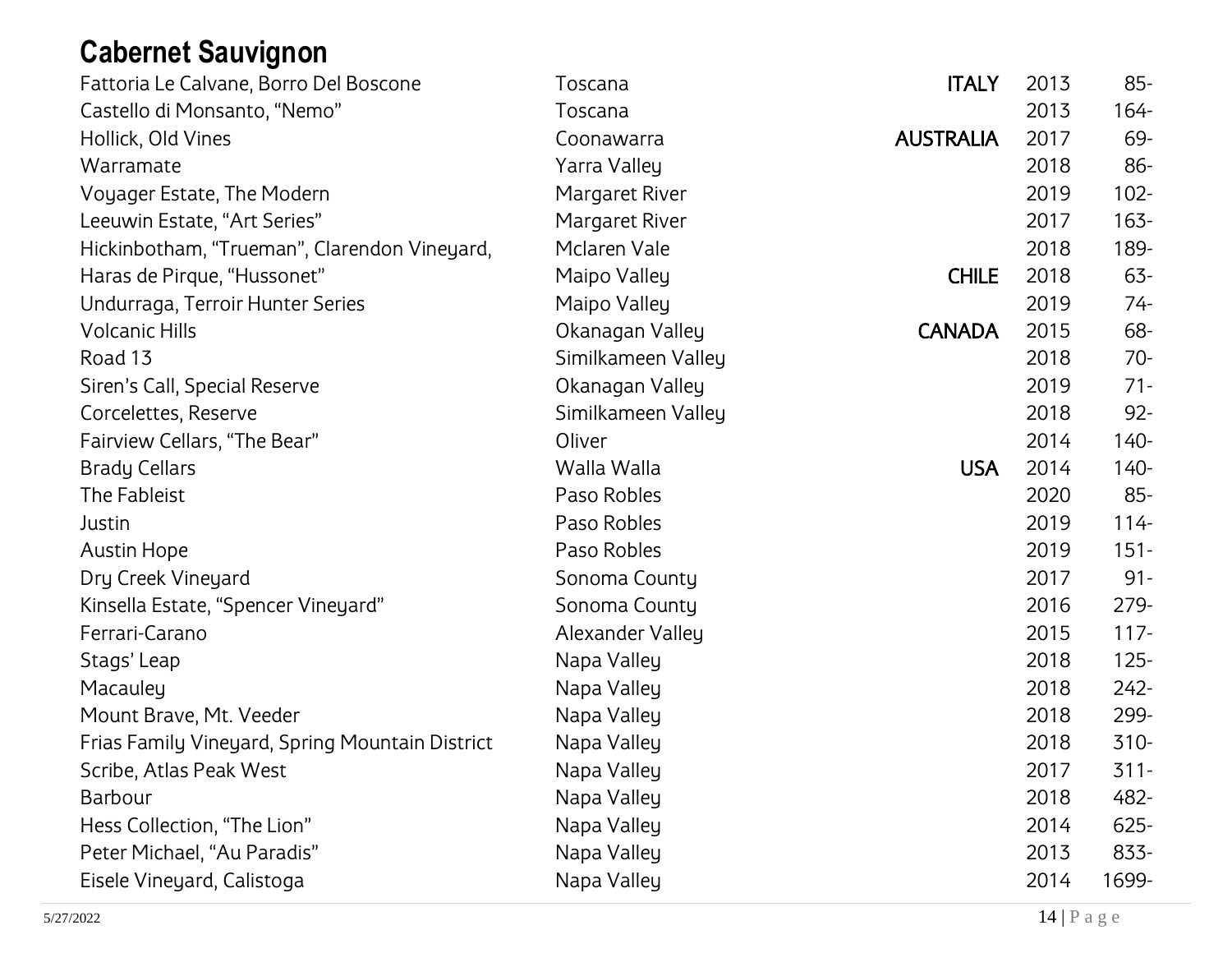## Cabernet Sauvignon

| | | | | |
|---|---|---|---|---|
| Fattoria Le Calvane, Borro Del Boscone | Toscana | **ITALY** | 2013 | 85- |
| Castello di Monsanto, "Nemo" | Toscana | | 2013 | 164- |
| Hollick, Old Vines | Coonawarra | **AUSTRALIA** | 2017 | 69- |
| Warramate | Yarra Valley | | 2018 | 86- |
| Voyager Estate, The Modern | Margaret River | | 2019 | 102- |
| Leeuwin Estate, "Art Series" | Margaret River | | 2017 | 163- |
| Hickinbotham, "Trueman", Clarendon Vineyard, | Mclaren Vale | | 2018 | 189- |
| Haras de Pirque, "Hussonet" | Maipo Valley | **CHILE** | 2018 | 63- |
| Undurraga, Terroir Hunter Series | Maipo Valley | | 2019 | 74- |
| Volcanic Hills | Okanagan Valley | **CANADA** | 2015 | 68- |
| Road 13 | Similkameen Valley | | 2018 | 70- |
| Siren's Call, Special Reserve | Okanagan Valley | | 2019 | 71- |
| Corcelettes, Reserve | Similkameen Valley | | 2018 | 92- |
| Fairview Cellars, "The Bear" | Oliver | | 2014 | 140- |
| Brady Cellars | Walla Walla | **USA** | 2014 | 140- |
| The Fableist | Paso Robles | | 2020 | 85- |
| Justin | Paso Robles | | 2019 | 114- |
| Austin Hope | Paso Robles | | 2019 | 151- |
| Dry Creek Vineyard | Sonoma County | | 2017 | 91- |
| Kinsella Estate, "Spencer Vineyard" | Sonoma County | | 2016 | 279- |
| Ferrari-Carano | Alexander Valley | | 2015 | 117- |
| Stags' Leap | Napa Valley | | 2018 | 125- |
| Macauley | Napa Valley | | 2018 | 242- |
| Mount Brave, Mt. Veeder | Napa Valley | | 2018 | 299- |
| Frias Family Vineyard, Spring Mountain District | Napa Valley | | 2018 | 310- |
| Scribe, Atlas Peak West | Napa Valley | | 2017 | 311- |
| Barbour | Napa Valley | | 2018 | 482- |
| Hess Collection, "The Lion" | Napa Valley | | 2014 | 625- |
| Peter Michael, "Au Paradis" | Napa Valley | | 2013 | 833- |
| Eisele Vineyard, Calistoga | Napa Valley | | 2014 | 1699- |

5/27/2022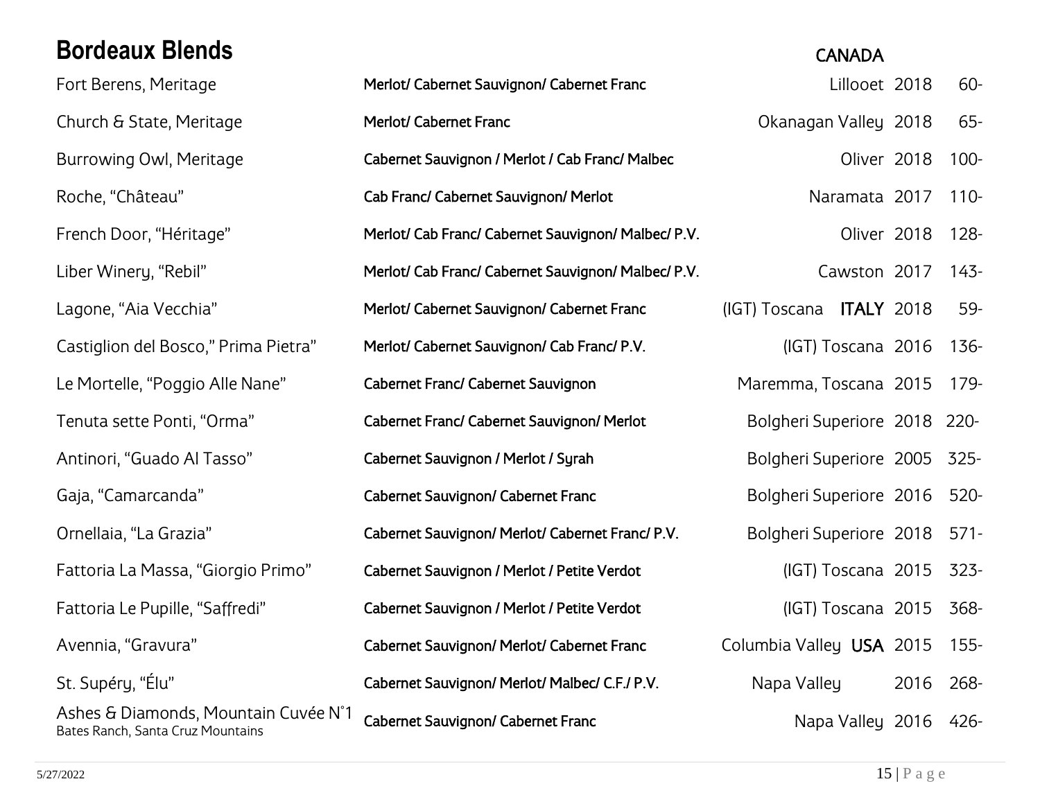## Bordeaux Blends

| Wine | Grapes | Region | Vintage | Price |
|---|---|---|---|---|
| | | **CANADA** | | |
| Fort Berens, Meritage | Merlot/ Cabernet Sauvignon/ Cabernet Franc | Lillooet | 2018 | 60- |
| Church & State, Meritage | Merlot/ Cabernet Franc | Okanagan Valley | 2018 | 65- |
| Burrowing Owl, Meritage | Cabernet Sauvignon / Merlot / Cab Franc/ Malbec | Oliver | 2018 | 100- |
| Roche, "Château" | Cab Franc/ Cabernet Sauvignon/ Merlot | Naramata | 2017 | 110- |
| French Door, "Héritage" | Merlot/ Cab Franc/ Cabernet Sauvignon/ Malbec/ P.V. | Oliver | 2018 | 128- |
| Liber Winery, "Rebil" | Merlot/ Cab Franc/ Cabernet Sauvignon/ Malbec/ P.V. | Cawston | 2017 | 143- |
| Lagone, "Aia Vecchia" | Merlot/ Cabernet Sauvignon/ Cabernet Franc | (IGT) Toscana **ITALY** | 2018 | 59- |
| Castiglion del Bosco," Prima Pietra" | Merlot/ Cabernet Sauvignon/ Cab Franc/ P.V. | (IGT) Toscana | 2016 | 136- |
| Le Mortelle, "Poggio Alle Nane" | Cabernet Franc/ Cabernet Sauvignon | Maremma, Toscana | 2015 | 179- |
| Tenuta sette Ponti, "Orma" | Cabernet Franc/ Cabernet Sauvignon/ Merlot | Bolgheri Superiore | 2018 | 220- |
| Antinori, "Guado Al Tasso" | Cabernet Sauvignon / Merlot / Syrah | Bolgheri Superiore | 2005 | 325- |
| Gaja, "Camarcanda" | Cabernet Sauvignon/ Cabernet Franc | Bolgheri Superiore | 2016 | 520- |
| Ornellaia, "La Grazia" | Cabernet Sauvignon/ Merlot/ Cabernet Franc/ P.V. | Bolgheri Superiore | 2018 | 571- |
| Fattoria La Massa, "Giorgio Primo" | Cabernet Sauvignon / Merlot / Petite Verdot | (IGT) Toscana | 2015 | 323- |
| Fattoria Le Pupille, "Saffredi" | Cabernet Sauvignon / Merlot / Petite Verdot | (IGT) Toscana | 2015 | 368- |
| Avennia, "Gravura" | Cabernet Sauvignon/ Merlot/ Cabernet Franc | Columbia Valley **USA** | 2015 | 155- |
| St. Supéry, "Élu" | Cabernet Sauvignon/ Merlot/ Malbec/ C.F./ P.V. | Napa Valley | 2016 | 268- |
| Ashes & Diamonds, Mountain Cuvée N°1 Bates Ranch, Santa Cruz Mountains | Cabernet Sauvignon/ Cabernet Franc | Napa Valley | 2016 | 426- |

5/27/2022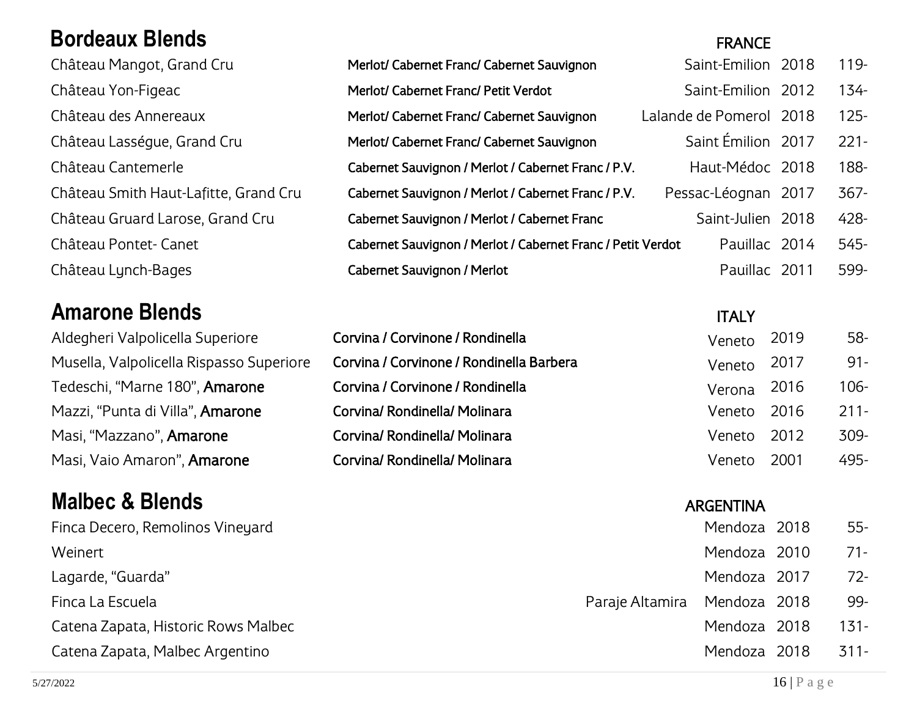## Bordeaux Blends

| | | | FRANCE | |
|---|---|---|---|---|
| Château Mangot, Grand Cru | **Merlot/ Cabernet Franc/ Cabernet Sauvignon** | Saint-Emilion | 2018 | 119- |
| Château Yon-Figeac | **Merlot/ Cabernet Franc/ Petit Verdot** | Saint-Emilion | 2012 | 134- |
| Château des Annereaux | **Merlot/ Cabernet Franc/ Cabernet Sauvignon** | Lalande de Pomerol | 2018 | 125- |
| Château Lasségue, Grand Cru | **Merlot/ Cabernet Franc/ Cabernet Sauvignon** | Saint Émilion | 2017 | 221- |
| Château Cantemerle | **Cabernet Sauvignon / Merlot / Cabernet Franc / P.V.** | Haut-Médoc | 2018 | 188- |
| Château Smith Haut-Lafitte, Grand Cru | **Cabernet Sauvignon / Merlot / Cabernet Franc / P.V.** | Pessac-Léognan | 2017 | 367- |
| Château Gruard Larose, Grand Cru | **Cabernet Sauvignon / Merlot / Cabernet Franc** | Saint-Julien | 2018 | 428- |
| Château Pontet- Canet | **Cabernet Sauvignon / Merlot / Cabernet Franc / Petit Verdot** | Pauillac | 2014 | 545- |
| Château Lynch-Bages | **Cabernet Sauvignon / Merlot** | Pauillac | 2011 | 599- |

## Amarone Blends

| | | ITALY | | |
|---|---|---|---|---|
| Aldegheri Valpolicella Superiore | **Corvina / Corvinone / Rondinella** | Veneto | 2019 | 58- |
| Musella, Valpolicella Rispasso Superiore | **Corvina / Corvinone / Rondinella Barbera** | Veneto | 2017 | 91- |
| Tedeschi, "Marne 180", **Amarone** | **Corvina / Corvinone / Rondinella** | Verona | 2016 | 106- |
| Mazzi, "Punta di Villa", **Amarone** | **Corvina/ Rondinella/ Molinara** | Veneto | 2016 | 211- |
| Masi, "Mazzano", **Amarone** | **Corvina/ Rondinella/ Molinara** | Veneto | 2012 | 309- |
| Masi, Vaio Amaron", **Amarone** | **Corvina/ Rondinella/ Molinara** | Veneto | 2001 | 495- |

## Malbec & Blends

| | | ARGENTINA | | |
|---|---|---|---|---|
| Finca Decero, Remolinos Vineyard | | Mendoza | 2018 | 55- |
| Weinert | | Mendoza | 2010 | 71- |
| Lagarde, "Guarda" | | Mendoza | 2017 | 72- |
| Finca La Escuela | Paraje Altamira | Mendoza | 2018 | 99- |
| Catena Zapata, Historic Rows Malbec | | Mendoza | 2018 | 131- |
| Catena Zapata, Malbec Argentino | | Mendoza | 2018 | 311- |

5/27/2022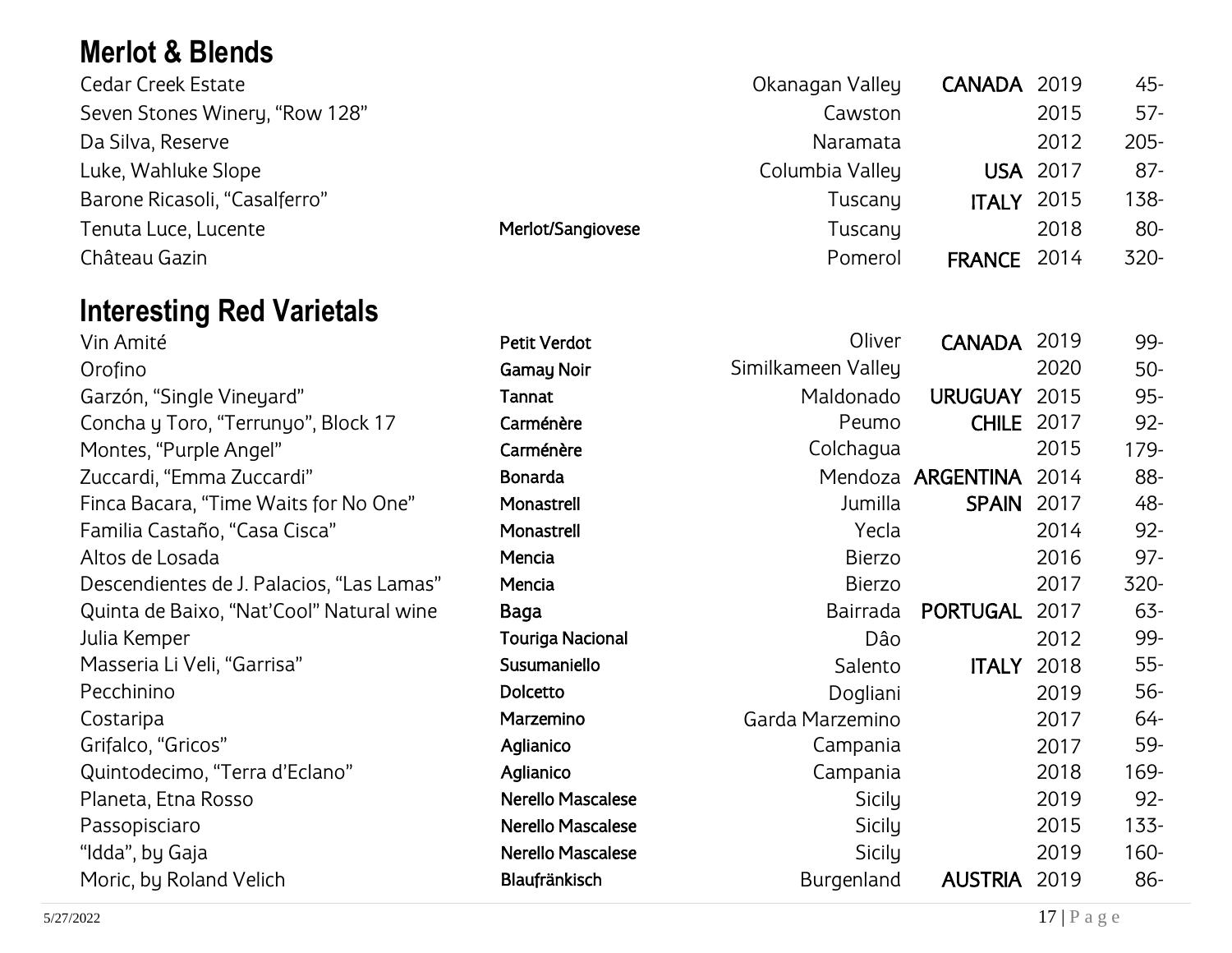## Merlot & Blends

| Wine | Varietal | Region | Country | Vintage | Price |
|---|---|---|---|---|---|
| Cedar Creek Estate | | Okanagan Valley | **CANADA** | 2019 | 45- |
| Seven Stones Winery, "Row 128" | | Cawston | | 2015 | 57- |
| Da Silva, Reserve | | Naramata | | 2012 | 205- |
| Luke, Wahluke Slope | | Columbia Valley | **USA** | 2017 | 87- |
| Barone Ricasoli, "Casalferro" | | Tuscany | **ITALY** | 2015 | 138- |
| Tenuta Luce, Lucente | **Merlot/Sangiovese** | Tuscany | | 2018 | 80- |
| Château Gazin | | Pomerol | **FRANCE** | 2014 | 320- |

## Interesting Red Varietals

| Wine | Varietal | Region | Country | Vintage | Price |
|---|---|---|---|---|---|
| Vin Amité | **Petit Verdot** | Oliver | **CANADA** | 2019 | 99- |
| Orofino | **Gamay Noir** | Similkameen Valley | | 2020 | 50- |
| Garzón, "Single Vineyard" | **Tannat** | Maldonado | **URUGUAY** | 2015 | 95- |
| Concha y Toro, "Terrunyo", Block 17 | **Carménère** | Peumo | **CHILE** | 2017 | 92- |
| Montes, "Purple Angel" | **Carménère** | Colchagua | | 2015 | 179- |
| Zuccardi, "Emma Zuccardi" | **Bonarda** | Mendoza | **ARGENTINA** | 2014 | 88- |
| Finca Bacara, "Time Waits for No One" | **Monastrell** | Jumilla | **SPAIN** | 2017 | 48- |
| Familia Castaño, "Casa Cisca" | **Monastrell** | Yecla | | 2014 | 92- |
| Altos de Losada | **Mencia** | Bierzo | | 2016 | 97- |
| Descendientes de J. Palacios, "Las Lamas" | **Mencia** | Bierzo | | 2017 | 320- |
| Quinta de Baixo, "Nat'Cool" Natural wine | **Baga** | Bairrada | **PORTUGAL** | 2017 | 63- |
| Julia Kemper | **Touriga Nacional** | Dâo | | 2012 | 99- |
| Masseria Li Veli, "Garrisa" | **Susumaniello** | Salento | **ITALY** | 2018 | 55- |
| Pecchinino | **Dolcetto** | Dogliani | | 2019 | 56- |
| Costaripa | **Marzemino** | Garda Marzemino | | 2017 | 64- |
| Grifalco, "Gricos" | **Aglianico** | Campania | | 2017 | 59- |
| Quintodecimo, "Terra d'Eclano" | **Aglianico** | Campania | | 2018 | 169- |
| Planeta, Etna Rosso | **Nerello Mascalese** | Sicily | | 2019 | 92- |
| Passopisciaro | **Nerello Mascalese** | Sicily | | 2015 | 133- |
| "Idda", by Gaja | **Nerello Mascalese** | Sicily | | 2019 | 160- |
| Moric, by Roland Velich | **Blaufränkisch** | Burgenland | **AUSTRIA** | 2019 | 86- |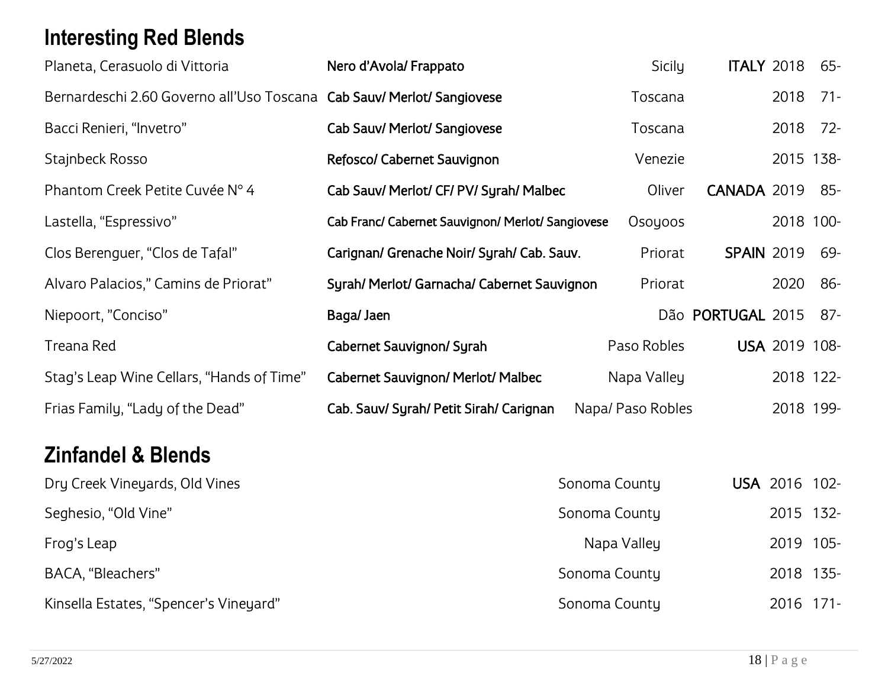## Interesting Red Blends

| Wine | Grapes | Region | Country | Vintage | Price |
|---|---|---|---|---|---|
| Planeta, Cerasuolo di Vittoria | **Nero d'Avola/ Frappato** | Sicily | **ITALY** | 2018 | 65- |
| Bernardeschi 2.60 Governo all'Uso Toscana | **Cab Sauv/ Merlot/ Sangiovese** | Toscana | | 2018 | 71- |
| Bacci Renieri, "Invetro" | **Cab Sauv/ Merlot/ Sangiovese** | Toscana | | 2018 | 72- |
| Stajnbeck Rosso | **Refosco/ Cabernet Sauvignon** | Venezie | | 2015 | 138- |
| Phantom Creek Petite Cuvée N° 4 | **Cab Sauv/ Merlot/ CF/ PV/ Syrah/ Malbec** | Oliver | **CANADA** | 2019 | 85- |
| Lastella, "Espressivo" | **Cab Franc/ Cabernet Sauvignon/ Merlot/ Sangiovese** | Osoyoos | | 2018 | 100- |
| Clos Berenguer, "Clos de Tafal" | **Carignan/ Grenache Noir/ Syrah/ Cab. Sauv.** | Priorat | **SPAIN** | 2019 | 69- |
| Alvaro Palacios," Camins de Priorat" | **Syrah/ Merlot/ Garnacha/ Cabernet Sauvignon** | Priorat | | 2020 | 86- |
| Niepoort, "Conciso" | **Baga/ Jaen** | Dão | **PORTUGAL** | 2015 | 87- |
| Treana Red | **Cabernet Sauvignon/ Syrah** | Paso Robles | **USA** | 2019 | 108- |
| Stag's Leap Wine Cellars, "Hands of Time" | **Cabernet Sauvignon/ Merlot/ Malbec** | Napa Valley | | 2018 | 122- |
| Frias Family, "Lady of the Dead" | **Cab. Sauv/ Syrah/ Petit Sirah/ Carignan** | Napa/ Paso Robles | | 2018 | 199- |

## Zinfandel & Blends

| Wine | Region | Country | Vintage | Price |
|---|---|---|---|---|
| Dry Creek Vineyards, Old Vines | Sonoma County | **USA** | 2016 | 102- |
| Seghesio, "Old Vine" | Sonoma County | | 2015 | 132- |
| Frog's Leap | Napa Valley | | 2019 | 105- |
| BACA, "Bleachers" | Sonoma County | | 2018 | 135- |
| Kinsella Estates, "Spencer's Vineyard" | Sonoma County | | 2016 | 171- |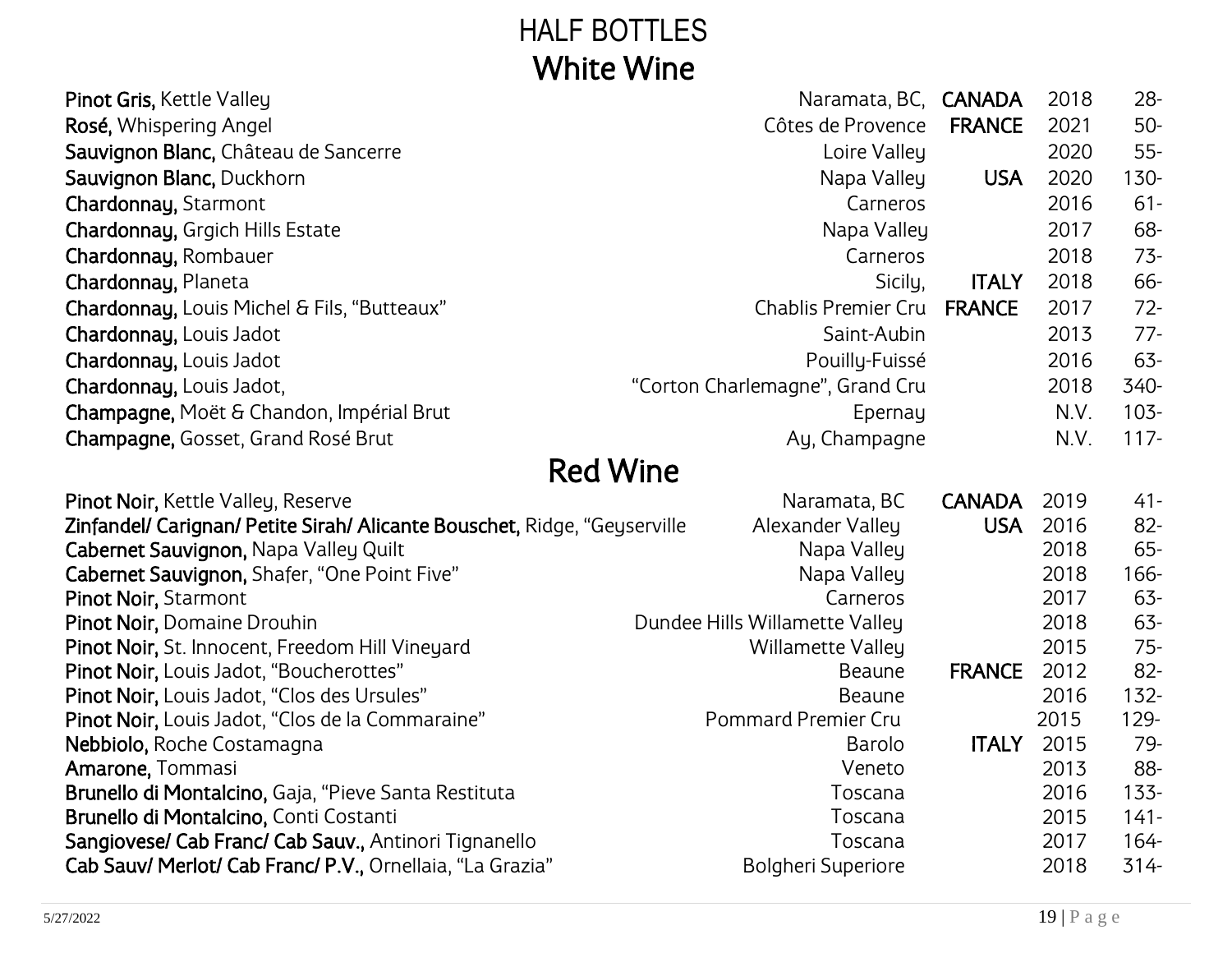# HALF BOTTLES

## White Wine

| Wine | Region | Country | Vintage | Price |
|---|---|---|---|---|
| **Pinot Gris,** Kettle Valley | Naramata, BC, | **CANADA** | 2018 | 28- |
| **Rosé,** Whispering Angel | Côtes de Provence | **FRANCE** | 2021 | 50- |
| **Sauvignon Blanc,** Château de Sancerre | Loire Valley | | 2020 | 55- |
| **Sauvignon Blanc,** Duckhorn | Napa Valley | **USA** | 2020 | 130- |
| **Chardonnay,** Starmont | Carneros | | 2016 | 61- |
| **Chardonnay,** Grgich Hills Estate | Napa Valley | | 2017 | 68- |
| **Chardonnay,** Rombauer | Carneros | | 2018 | 73- |
| **Chardonnay,** Planeta | Sicily, | **ITALY** | 2018 | 66- |
| **Chardonnay,** Louis Michel & Fils, "Butteaux" | Chablis Premier Cru | **FRANCE** | 2017 | 72- |
| **Chardonnay,** Louis Jadot | Saint-Aubin | | 2013 | 77- |
| **Chardonnay,** Louis Jadot | Pouilly-Fuissé | | 2016 | 63- |
| **Chardonnay,** Louis Jadot, | "Corton Charlemagne", Grand Cru | | 2018 | 340- |
| **Champagne,** Moët & Chandon, Impérial Brut | Epernay | | N.V. | 103- |
| **Champagne,** Gosset, Grand Rosé Brut | Ay, Champagne | | N.V. | 117- |

## Red Wine

| Wine | Region | Country | Vintage | Price |
|---|---|---|---|---|
| **Pinot Noir,** Kettle Valley, Reserve | Naramata, BC | **CANADA** | 2019 | 41- |
| **Zinfandel/ Carignan/ Petite Sirah/ Alicante Bouschet,** Ridge, "Geyserville | Alexander Valley | **USA** | 2016 | 82- |
| **Cabernet Sauvignon,** Napa Valley Quilt | Napa Valley | | 2018 | 65- |
| **Cabernet Sauvignon,** Shafer, "One Point Five" | Napa Valley | | 2018 | 166- |
| **Pinot Noir,** Starmont | Carneros | | 2017 | 63- |
| **Pinot Noir,** Domaine Drouhin | Dundee Hills Willamette Valley | | 2018 | 63- |
| **Pinot Noir,** St. Innocent, Freedom Hill Vineyard | Willamette Valley | | 2015 | 75- |
| **Pinot Noir,** Louis Jadot, "Boucherottes" | Beaune | **FRANCE** | 2012 | 82- |
| **Pinot Noir,** Louis Jadot, "Clos des Ursules" | Beaune | | 2016 | 132- |
| **Pinot Noir,** Louis Jadot, "Clos de la Commaraine" | Pommard Premier Cru | | 2015 | 129- |
| **Nebbiolo,** Roche Costamagna | Barolo | **ITALY** | 2015 | 79- |
| **Amarone,** Tommasi | Veneto | | 2013 | 88- |
| **Brunello di Montalcino,** Gaja, "Pieve Santa Restituta | Toscana | | 2016 | 133- |
| **Brunello di Montalcino,** Conti Costanti | Toscana | | 2015 | 141- |
| **Sangiovese/ Cab Franc/ Cab Sauv.,** Antinori Tignanello | Toscana | | 2017 | 164- |
| **Cab Sauv/ Merlot/ Cab Franc/ P.V.,** Ornellaia, "La Grazia" | Bolgheri Superiore | | 2018 | 314- |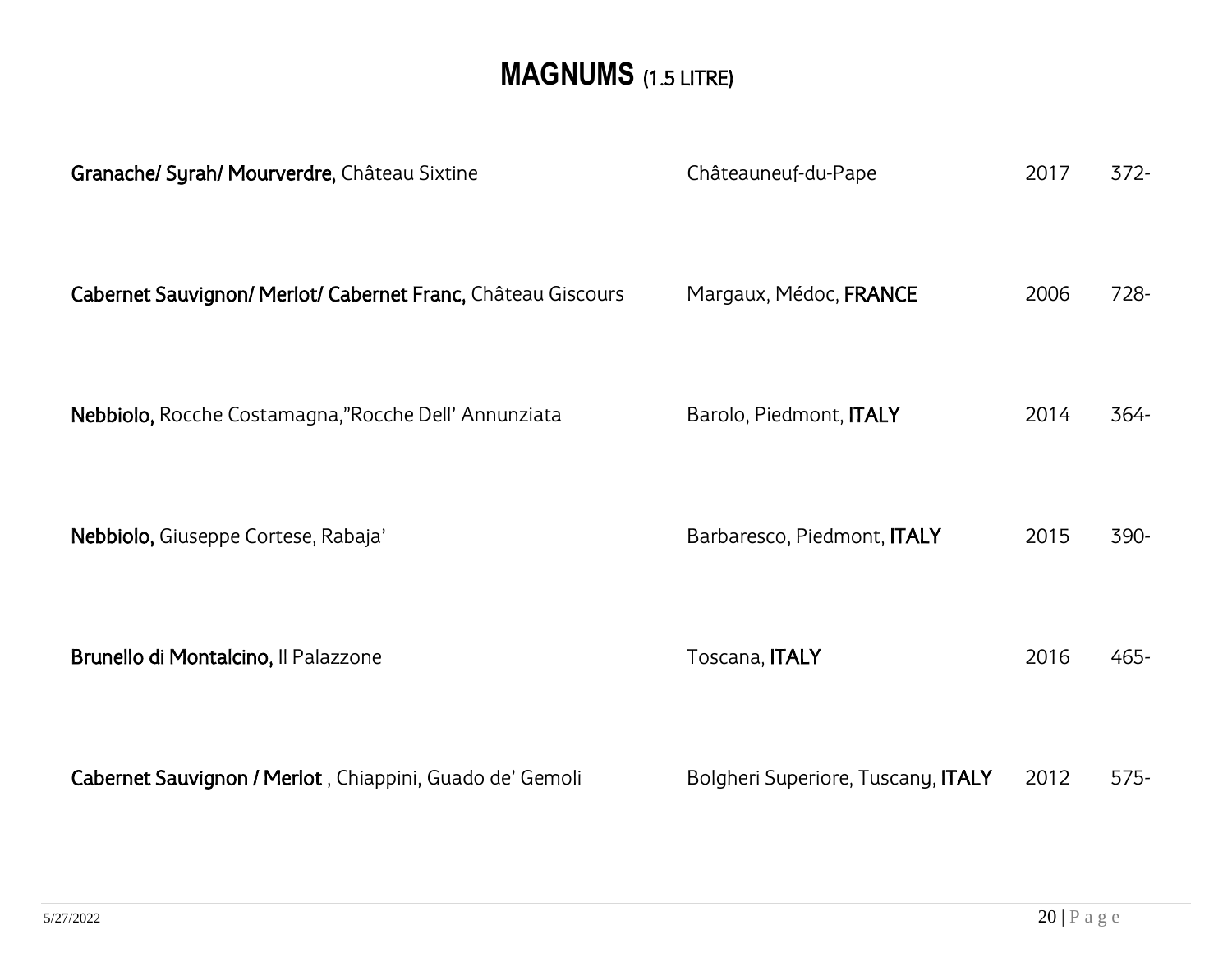# MAGNUMS (1.5 LITRE)

| | | | |
|---|---|---|---|
| **Granache/ Syrah/ Mourverdre,** Château Sixtine | Châteauneuf-du-Pape | 2017 | 372- |
| **Cabernet Sauvignon/ Merlot/ Cabernet Franc,** Château Giscours | Margaux, Médoc, **FRANCE** | 2006 | 728- |
| **Nebbiolo,** Rocche Costamagna,"Rocche Dell' Annunziata | Barolo, Piedmont, **ITALY** | 2014 | 364- |
| **Nebbiolo,** Giuseppe Cortese, Rabaja' | Barbaresco, Piedmont, **ITALY** | 2015 | 390- |
| **Brunello di Montalcino,** Il Palazzone | Toscana, **ITALY** | 2016 | 465- |
| **Cabernet Sauvignon / Merlot** , Chiappini, Guado de' Gemoli | Bolgheri Superiore, Tuscany, **ITALY** | 2012 | 575- |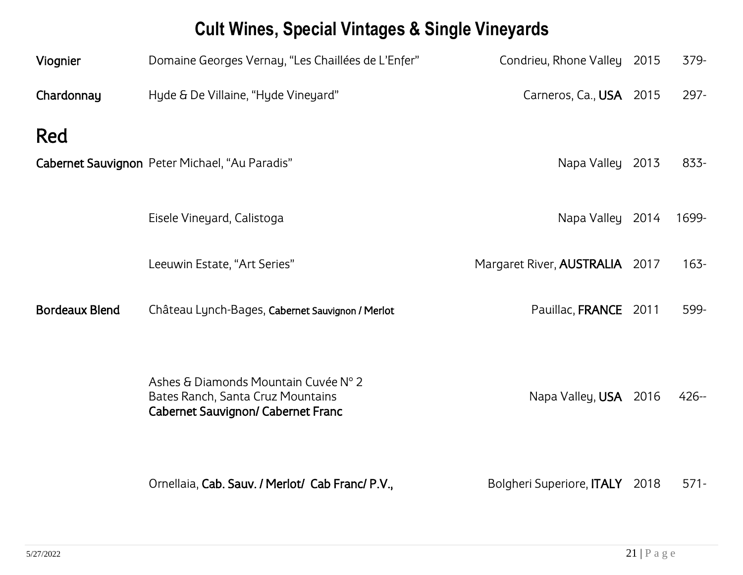# Cult Wines, Special Vintages & Single Vineyards

| | | | | |
|---|---|---|---|---|
| **Viognier** | Domaine Georges Vernay, "Les Chaillées de L'Enfer" | Condrieu, Rhone Valley | 2015 | 379- |
| **Chardonnay** | Hyde & De Villaine, "Hyde Vineyard" | Carneros, Ca., **USA** | 2015 | 297- |

## Red

| | | | | |
|---|---|---|---|---|
| **Cabernet Sauvignon** | Peter Michael, "Au Paradis" | Napa Valley | 2013 | 833- |
| | Eisele Vineyard, Calistoga | Napa Valley | 2014 | 1699- |
| | Leeuwin Estate, "Art Series" | Margaret River, **AUSTRALIA** | 2017 | 163- |
| **Bordeaux Blend** | Château Lynch-Bages, **Cabernet Sauvignon / Merlot** | Pauillac, **FRANCE** | 2011 | 599- |
| | Ashes & Diamonds Mountain Cuvée N° 2 Bates Ranch, Santa Cruz Mountains **Cabernet Sauvignon/ Cabernet Franc** | Napa Valley, **USA** | 2016 | 426-- |
| | Ornellaia, **Cab. Sauv. / Merlot/ Cab Franc/ P.V.,** | Bolgheri Superiore, **ITALY** | 2018 | 571- |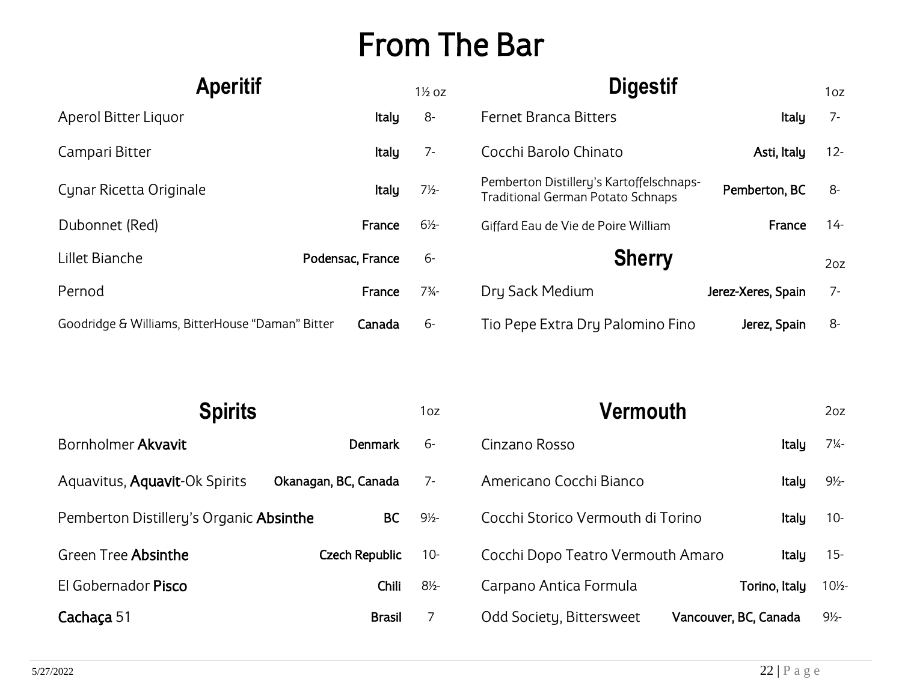# From The Bar

## Aperitif

| Aperitif | | 1½ oz |
|---|---|---|
| Aperol Bitter Liquor | **Italy** | 8- |
| Campari Bitter | **Italy** | 7- |
| Cynar Ricetta Originale | **Italy** | 7½- |
| Dubonnet (Red) | **France** | 6½- |
| Lillet Bianche | **Podensac, France** | 6- |
| Pernod | **France** | 7¾- |
| Goodridge & Williams, BitterHouse "Daman" Bitter | **Canada** | 6- |

## Digestif

| Digestif | | 1oz |
|---|---|---|
| Fernet Branca Bitters | **Italy** | 7- |
| Cocchi Barolo Chinato | **Asti, Italy** | 12- |
| Pemberton Distillery's Kartoffelschnaps-Traditional German Potato Schnaps | **Pemberton, BC** | 8- |
| Giffard Eau de Vie de Poire William | **France** | 14- |

## Sherry

| Sherry | | 2oz |
|---|---|---|
| Dry Sack Medium | **Jerez-Xeres, Spain** | 7- |
| Tio Pepe Extra Dry Palomino Fino | **Jerez, Spain** | 8- |

## Spirits

| Spirits | | 1oz |
|---|---|---|
| Bornholmer **Akvavit** | **Denmark** | 6- |
| Aquavitus, **Aquavit**-Ok Spirits | **Okanagan, BC, Canada** | 7- |
| Pemberton Distillery's Organic **Absinthe** | **BC** | 9½- |
| Green Tree **Absinthe** | **Czech Republic** | 10- |
| El Gobernador **Pisco** | **Chili** | 8½- |
| **Cachaça** 51 | **Brasil** | 7 |

## Vermouth

| Vermouth | | 2oz |
|---|---|---|
| Cinzano Rosso | **Italy** | 7¼- |
| Americano Cocchi Bianco | **Italy** | 9½- |
| Cocchi Storico Vermouth di Torino | **Italy** | 10- |
| Cocchi Dopo Teatro Vermouth Amaro | **Italy** | 15- |
| Carpano Antica Formula | **Torino, Italy** | 10½- |
| Odd Society, Bittersweet | **Vancouver, BC, Canada** | 9½- |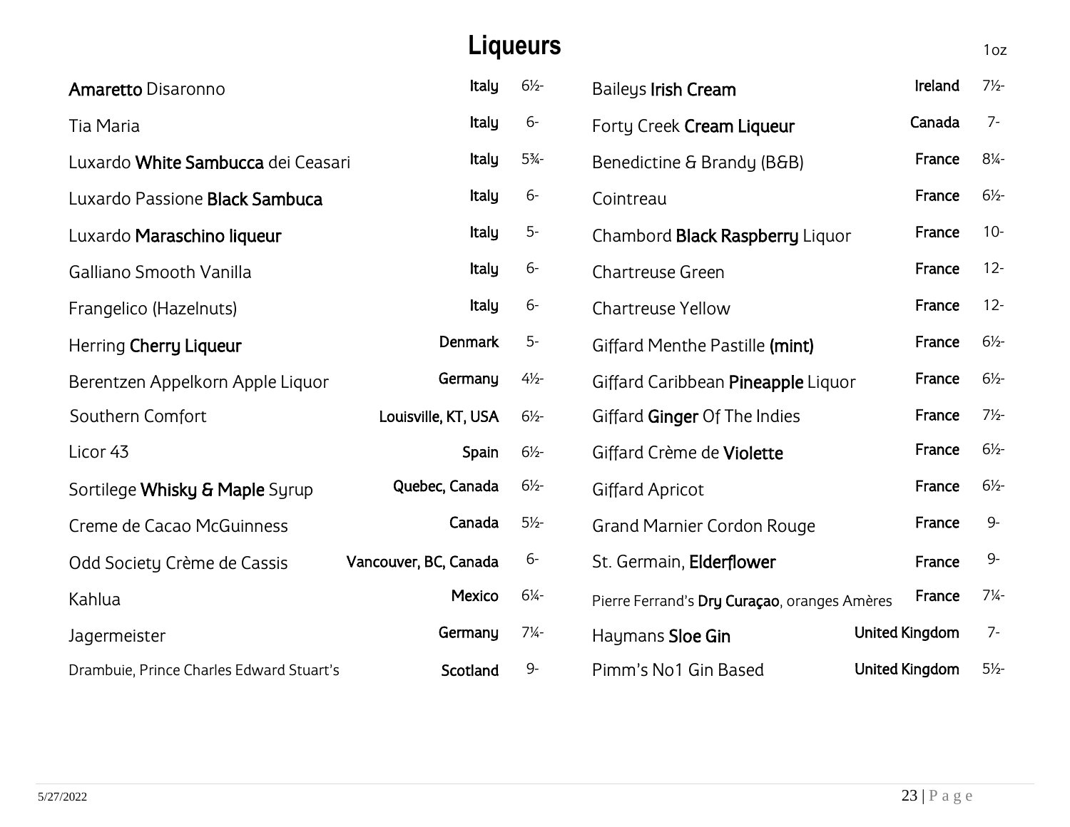# Liqueurs

1oz

| Liqueur | Origin | Price |
|---|---|---|
| **Amaretto** Disaronno | Italy | 6½- |
| Tia Maria | Italy | 6- |
| Luxardo **White Sambucca** dei Ceasari | Italy | 5¾- |
| Luxardo Passione **Black Sambuca** | Italy | 6- |
| Luxardo **Maraschino liqueur** | Italy | 5- |
| Galliano Smooth Vanilla | Italy | 6- |
| Frangelico (Hazelnuts) | Italy | 6- |
| Herring **Cherry Liqueur** | Denmark | 5- |
| Berentzen Appelkorn Apple Liquor | Germany | 4½- |
| Southern Comfort | Louisville, KT, USA | 6½- |
| Licor 43 | Spain | 6½- |
| Sortilege **Whisky & Maple** Syrup | Quebec, Canada | 6½- |
| Creme de Cacao McGuinness | Canada | 5½- |
| Odd Society Crème de Cassis | Vancouver, BC, Canada | 6- |
| Kahlua | Mexico | 6¼- |
| Jagermeister | Germany | 7¼- |
| Drambuie, Prince Charles Edward Stuart's | Scotland | 9- |
| Baileys **Irish Cream** | Ireland | 7½- |
| Forty Creek **Cream Liqueur** | Canada | 7- |
| Benedictine & Brandy (B&B) | France | 8¼- |
| Cointreau | France | 6½- |
| Chambord **Black Raspberry** Liquor | France | 10- |
| Chartreuse Green | France | 12- |
| Chartreuse Yellow | France | 12- |
| Giffard Menthe Pastille **(mint)** | France | 6½- |
| Giffard Caribbean **Pineapple** Liquor | France | 6½- |
| Giffard **Ginger** Of The Indies | France | 7½- |
| Giffard Crème de **Violette** | France | 6½- |
| Giffard Apricot | France | 6½- |
| Grand Marnier Cordon Rouge | France | 9- |
| St. Germain, **Elderflower** | France | 9- |
| Pierre Ferrand's **Dry Curaçao**, oranges Amères | France | 7¼- |
| Haymans **Sloe Gin** | United Kingdom | 7- |
| Pimm's No1 Gin Based | United Kingdom | 5½- |

5/27/2022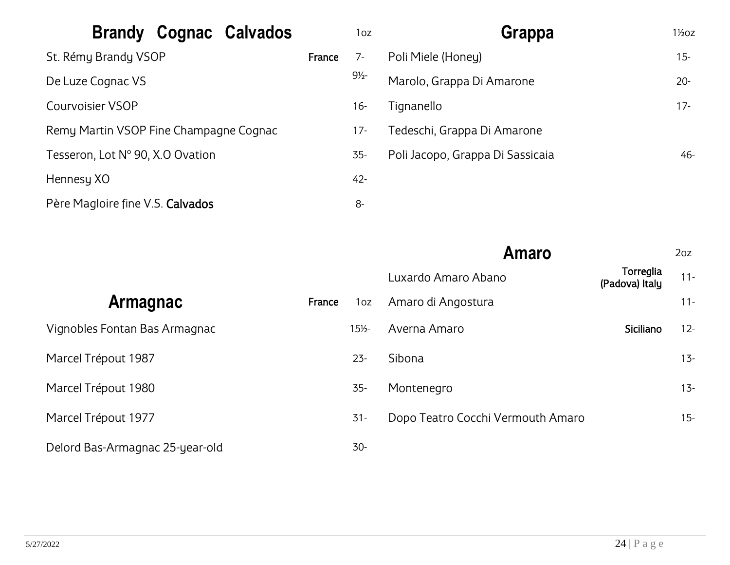## Brandy Cognac Calvados

| | | 1oz |
|---|---|---|
| St. Rémy Brandy VSOP | **France** | 7- |
| De Luze Cognac VS | | 9½- |
| Courvoisier VSOP | | 16- |
| Remy Martin VSOP Fine Champagne Cognac | | 17- |
| Tesseron, Lot N° 90, X.O Ovation | | 35- |
| Hennesy XO | | 42- |
| Père Magloire fine V.S. **Calvados** | | 8- |

## Armagnac

| | **France** | 1oz |
|---|---|---|
| Vignobles Fontan Bas Armagnac | | 15½- |
| Marcel Trépout 1987 | | 23- |
| Marcel Trépout 1980 | | 35- |
| Marcel Trépout 1977 | | 31- |
| Delord Bas-Armagnac 25-year-old | | 30- |

## Grappa

| | 1½oz |
|---|---|
| Poli Miele (Honey) | 15- |
| Marolo, Grappa Di Amarone | 20- |
| Tignanello | 17- |
| Tedeschi, Grappa Di Amarone | |
| Poli Jacopo, Grappa Di Sassicaia | 46- |

## Amaro

| | | 2oz |
|---|---|---|
| Luxardo Amaro Abano | **Torreglia (Padova) Italy** | 11- |
| Amaro di Angostura | | 11- |
| Averna Amaro | **Siciliano** | 12- |
| Sibona | | 13- |
| Montenegro | | 13- |
| Dopo Teatro Cocchi Vermouth Amaro | | 15- |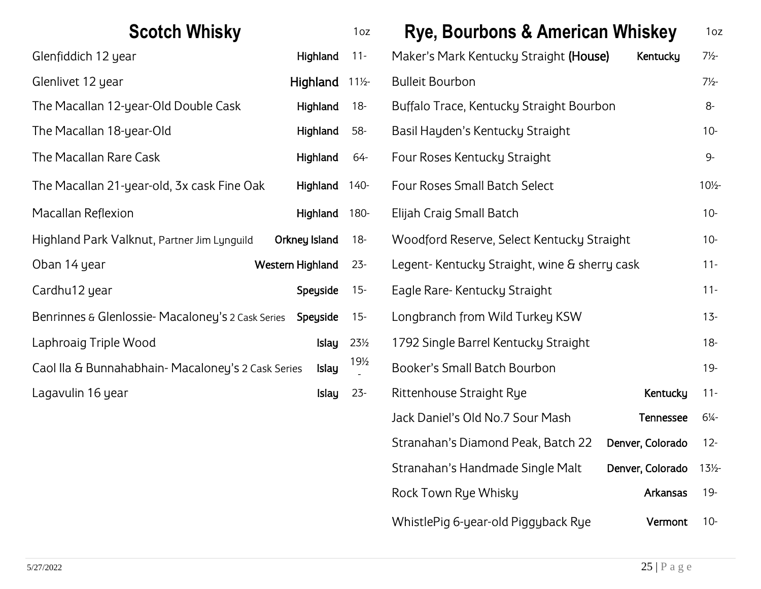## Scotch Whisky

| Whisky | Region | 1oz |
|---|---|---|
| Glenfiddich 12 year | Highland | 11- |
| Glenlivet 12 year | Highland | 11½- |
| The Macallan 12-year-Old Double Cask | Highland | 18- |
| The Macallan 18-year-Old | Highland | 58- |
| The Macallan Rare Cask | Highland | 64- |
| The Macallan 21-year-old, 3x cask Fine Oak | Highland | 140- |
| Macallan Reflexion | Highland | 180- |
| Highland Park Valknut, Partner Jim Lynguild | Orkney Island | 18- |
| Oban 14 year | Western Highland | 23- |
| Cardhu12 year | Speyside | 15- |
| Benrinnes & Glenlossie- Macaloney's 2 Cask Series | Speyside | 15- |
| Laphroaig Triple Wood | Islay | 23½ |
| Caol Ila & Bunnahabhain- Macaloney's 2 Cask Series | Islay | 19½- |
| Lagavulin 16 year | Islay | 23- |

## Rye, Bourbons & American Whiskey

| Whiskey | Region | 1oz |
|---|---|---|
| Maker's Mark Kentucky Straight **(House)** | Kentucky | 7½- |
| Bulleit Bourbon | | 7½- |
| Buffalo Trace, Kentucky Straight Bourbon | | 8- |
| Basil Hayden's Kentucky Straight | | 10- |
| Four Roses Kentucky Straight | | 9- |
| Four Roses Small Batch Select | | 10½- |
| Elijah Craig Small Batch | | 10- |
| Woodford Reserve, Select Kentucky Straight | | 10- |
| Legent- Kentucky Straight, wine & sherry cask | | 11- |
| Eagle Rare- Kentucky Straight | | 11- |
| Longbranch from Wild Turkey KSW | | 13- |
| 1792 Single Barrel Kentucky Straight | | 18- |
| Booker's Small Batch Bourbon | | 19- |
| Rittenhouse Straight Rye | Kentucky | 11- |
| Jack Daniel's Old No.7 Sour Mash | Tennessee | 6¼- |
| Stranahan's Diamond Peak, Batch 22 | Denver, Colorado | 12- |
| Stranahan's Handmade Single Malt | Denver, Colorado | 13½- |
| Rock Town Rye Whisky | Arkansas | 19- |
| WhistlePig 6-year-old Piggyback Rye | Vermont | 10- |

5/27/2022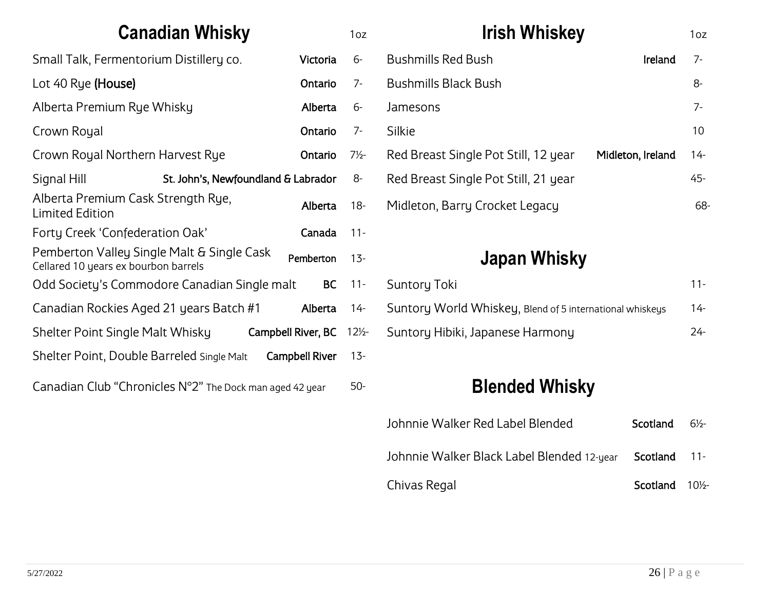## Canadian Whisky

| Whisky | Origin | 1oz |
|---|---|---|
| Small Talk, Fermentorium Distillery co. | **Victoria** | 6- |
| Lot 40 Rye **(House)** | **Ontario** | 7- |
| Alberta Premium Rye Whisky | **Alberta** | 6- |
| Crown Royal | **Ontario** | 7- |
| Crown Royal Northern Harvest Rye | **Ontario** | 7½- |
| Signal Hill | **St. John's, Newfoundland & Labrador** | 8- |
| Alberta Premium Cask Strength Rye, Limited Edition | **Alberta** | 18- |
| Forty Creek 'Confederation Oak' | **Canada** | 11- |
| Pemberton Valley Single Malt & Single Cask Cellared 10 years ex bourbon barrels | **Pemberton** | 13- |
| Odd Society's Commodore Canadian Single malt | **BC** | 11- |
| Canadian Rockies Aged 21 years Batch #1 | **Alberta** | 14- |
| Shelter Point Single Malt Whisky | **Campbell River, BC** | 12½- |
| Shelter Point, Double Barreled Single Malt | **Campbell River** | 13- |
| Canadian Club "Chronicles N°2" The Dock man aged 42 year | | 50- |

## Irish Whiskey

| Whiskey | Origin | 1oz |
|---|---|---|
| Bushmills Red Bush | **Ireland** | 7- |
| Bushmills Black Bush | | 8- |
| Jamesons | | 7- |
| Silkie | | 10 |
| Red Breast Single Pot Still, 12 year | **Midleton, Ireland** | 14- |
| Red Breast Single Pot Still, 21 year | | 45- |
| Midleton, Barry Crocket Legacy | | 68- |

## Japan Whisky

| Whisky | 1oz |
|---|---|
| Suntory Toki | 11- |
| Suntory World Whiskey, Blend of 5 international whiskeys | 14- |
| Suntory Hibiki, Japanese Harmony | 24- |

## Blended Whisky

| Whisky | Origin | 1oz |
|---|---|---|
| Johnnie Walker Red Label Blended | **Scotland** | 6½- |
| Johnnie Walker Black Label Blended 12-year | **Scotland** | 11- |
| Chivas Regal | **Scotland** | 10½- |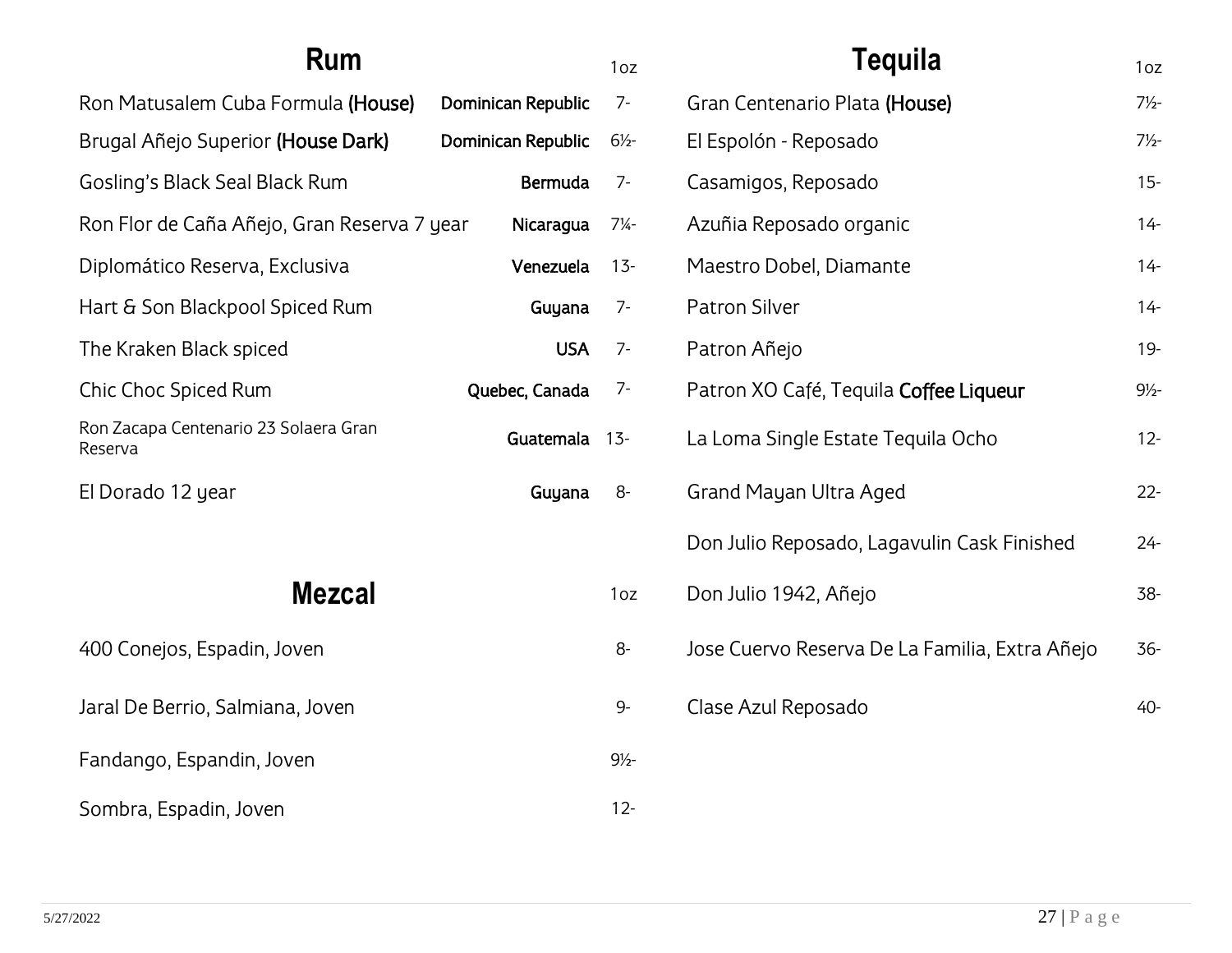## Rum

| Rum | | 1oz |
|---|---|---|
| Ron Matusalem Cuba Formula **(House)** | **Dominican Republic** | 7- |
| Brugal Añejo Superior **(House Dark)** | **Dominican Republic** | 6½- |
| Gosling's Black Seal Black Rum | **Bermuda** | 7- |
| Ron Flor de Caña Añejo, Gran Reserva 7 year | **Nicaragua** | 7¼- |
| Diplomático Reserva, Exclusiva | **Venezuela** | 13- |
| Hart & Son Blackpool Spiced Rum | **Guyana** | 7- |
| The Kraken Black spiced | **USA** | 7- |
| Chic Choc Spiced Rum | **Quebec, Canada** | 7- |
| Ron Zacapa Centenario 23 Solaera Gran Reserva | **Guatemala** | 13- |
| El Dorado 12 year | **Guyana** | 8- |

## Mezcal

| Mezcal | 1oz |
|---|---|
| 400 Conejos, Espadin, Joven | 8- |
| Jaral De Berrio, Salmiana, Joven | 9- |
| Fandango, Espandin, Joven | 9½- |
| Sombra, Espadin, Joven | 12- |

## Tequila

| Tequila | 1oz |
|---|---|
| Gran Centenario Plata **(House)** | 7½- |
| El Espolón - Reposado | 7½- |
| Casamigos, Reposado | 15- |
| Azuñia Reposado organic | 14- |
| Maestro Dobel, Diamante | 14- |
| Patron Silver | 14- |
| Patron Añejo | 19- |
| Patron XO Café, Tequila **Coffee Liqueur** | 9½- |
| La Loma Single Estate Tequila Ocho | 12- |
| Grand Mayan Ultra Aged | 22- |
| Don Julio Reposado, Lagavulin Cask Finished | 24- |
| Don Julio 1942, Añejo | 38- |
| Jose Cuervo Reserva De La Familia, Extra Añejo | 36- |
| Clase Azul Reposado | 40- |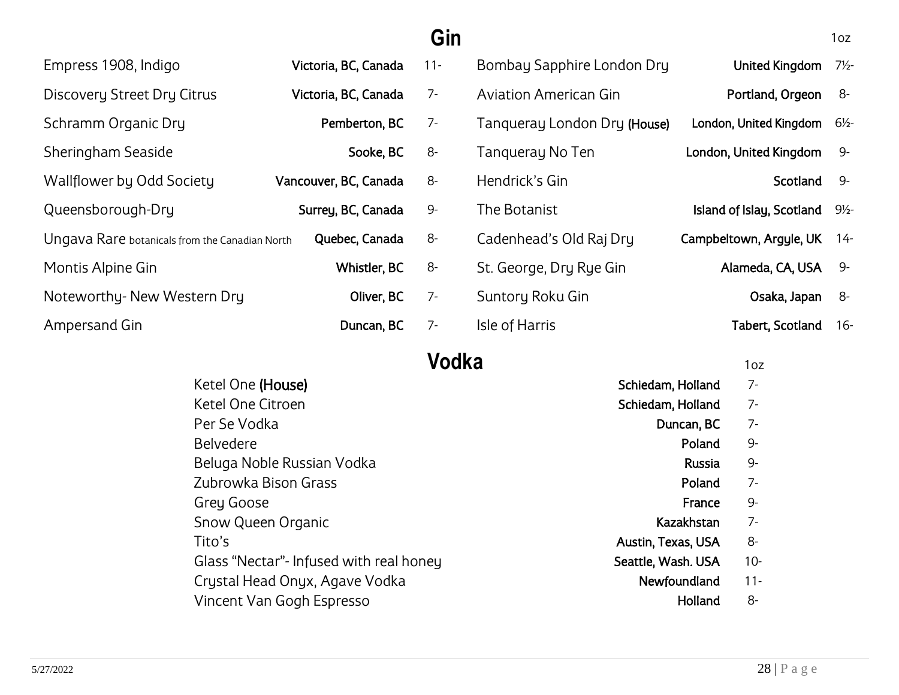## Gin

| Gin | Origin | 1oz |
|---|---|---|
| Empress 1908, Indigo | **Victoria, BC, Canada** | 11- |
| Discovery Street Dry Citrus | **Victoria, BC, Canada** | 7- |
| Schramm Organic Dry | **Pemberton, BC** | 7- |
| Sheringham Seaside | **Sooke, BC** | 8- |
| Wallflower by Odd Society | **Vancouver, BC, Canada** | 8- |
| Queensborough-Dry | **Surrey, BC, Canada** | 9- |
| Ungava Rare botanicals from the Canadian North | **Quebec, Canada** | 8- |
| Montis Alpine Gin | **Whistler, BC** | 8- |
| Noteworthy- New Western Dry | **Oliver, BC** | 7- |
| Ampersand Gin | **Duncan, BC** | 7- |
| Bombay Sapphire London Dry | **United Kingdom** | 7½- |
| Aviation American Gin | **Portland, Orgeon** | 8- |
| Tanqueray London Dry **(House)** | **London, United Kingdom** | 6½- |
| Tanqueray No Ten | **London, United Kingdom** | 9- |
| Hendrick's Gin | **Scotland** | 9- |
| The Botanist | **Island of Islay, Scotland** | 9½- |
| Cadenhead's Old Raj Dry | **Campbeltown, Argyle, UK** | 14- |
| St. George, Dry Rye Gin | **Alameda, CA, USA** | 9- |
| Suntory Roku Gin | **Osaka, Japan** | 8- |
| Isle of Harris | **Tabert, Scotland** | 16- |

## Vodka

| Vodka | Origin | 1oz |
|---|---|---|
| Ketel One **(House)** | **Schiedam, Holland** | 7- |
| Ketel One Citroen | **Schiedam, Holland** | 7- |
| Per Se Vodka | **Duncan, BC** | 7- |
| Belvedere | **Poland** | 9- |
| Beluga Noble Russian Vodka | **Russia** | 9- |
| Zubrowka Bison Grass | **Poland** | 7- |
| Grey Goose | **France** | 9- |
| Snow Queen Organic | **Kazakhstan** | 7- |
| Tito's | **Austin, Texas, USA** | 8- |
| Glass "Nectar"- Infused with real honey | **Seattle, Wash. USA** | 10- |
| Crystal Head Onyx, Agave Vodka | **Newfoundland** | 11- |
| Vincent Van Gogh Espresso | **Holland** | 8- |

5/27/2022